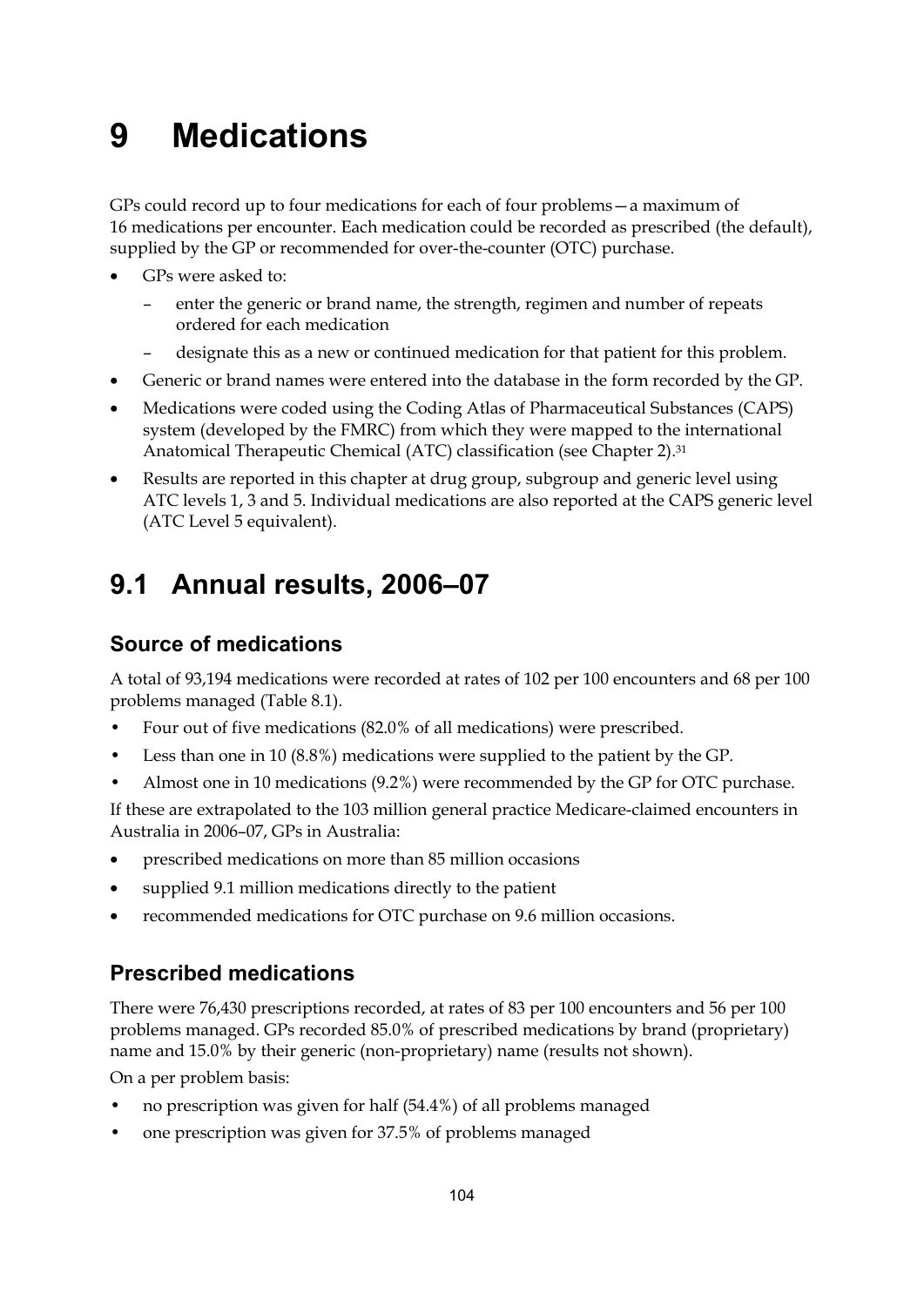# 9 Medications

GPs could record up to four medications for each of four problems—a maximum of 16 medications per encounter. Each medication could be recorded as prescribed (the default), supplied by the GP or recommended for over-the-counter (OTC) purchase.

- GPs were asked to:
  - enter the generic or brand name, the strength, regimen and number of repeats ordered for each medication
  - designate this as a new or continued medication for that patient for this problem.
- Generic or brand names were entered into the database in the form recorded by the GP.
- Medications were coded using the Coding Atlas of Pharmaceutical Substances (CAPS) system (developed by the FMRC) from which they were mapped to the international Anatomical Therapeutic Chemical (ATC) classification (see Chapter 2).[31]
- Results are reported in this chapter at drug group, subgroup and generic level using ATC levels 1, 3 and 5. Individual medications are also reported at the CAPS generic level (ATC Level 5 equivalent).

## 9.1 Annual results, 2006–07

### Source of medications

A total of 93,194 medications were recorded at rates of 102 per 100 encounters and 68 per 100 problems managed (Table 8.1).

- Four out of five medications (82.0% of all medications) were prescribed.
- Less than one in 10 (8.8%) medications were supplied to the patient by the GP.
- Almost one in 10 medications (9.2%) were recommended by the GP for OTC purchase.

If these are extrapolated to the 103 million general practice Medicare-claimed encounters in Australia in 2006–07, GPs in Australia:

- prescribed medications on more than 85 million occasions
- supplied 9.1 million medications directly to the patient
- recommended medications for OTC purchase on 9.6 million occasions.

### Prescribed medications

There were 76,430 prescriptions recorded, at rates of 83 per 100 encounters and 56 per 100 problems managed. GPs recorded 85.0% of prescribed medications by brand (proprietary) name and 15.0% by their generic (non-proprietary) name (results not shown).

On a per problem basis:

- no prescription was given for half (54.4%) of all problems managed
- one prescription was given for 37.5% of problems managed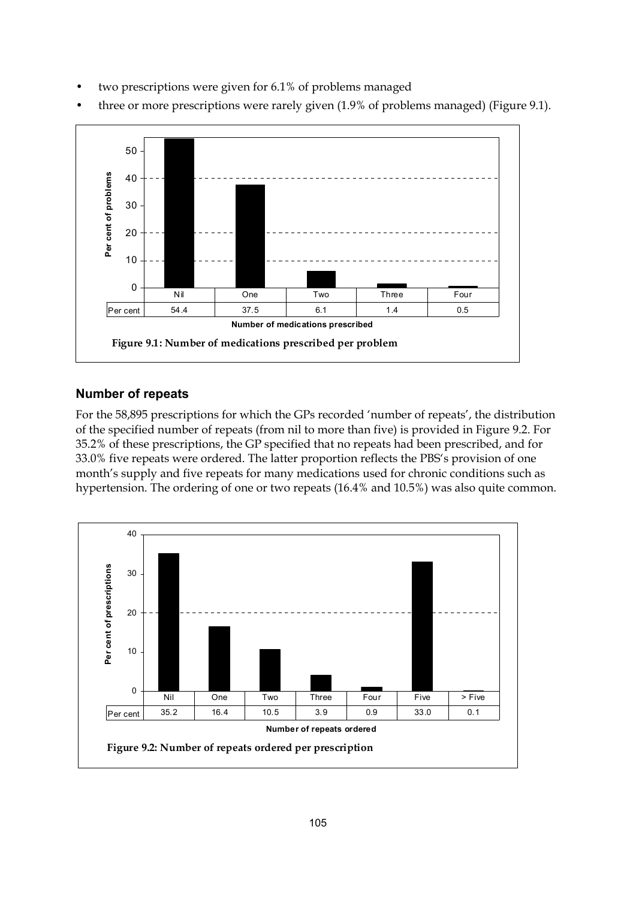- two prescriptions were given for 6.1% of problems managed
- three or more prescriptions were rarely given (1.9% of problems managed) (Figure 9.1).

| | Nil | One | Two | Three | Four |
|---|---|---|---|---|---|
| Per cent | 54.4 | 37.5 | 6.1 | 1.4 | 0.5 |

Number of medications prescribed

**Figure 9.1: Number of medications prescribed per problem**

## Number of repeats

For the 58,895 prescriptions for which the GPs recorded 'number of repeats', the distribution of the specified number of repeats (from nil to more than five) is provided in Figure 9.2. For 35.2% of these prescriptions, the GP specified that no repeats had been prescribed, and for 33.0% five repeats were ordered. The latter proportion reflects the PBS's provision of one month's supply and five repeats for many medications used for chronic conditions such as hypertension. The ordering of one or two repeats (16.4% and 10.5%) was also quite common.

| | Nil | One | Two | Three | Four | Five | > Five |
|---|---|---|---|---|---|---|---|
| Per cent | 35.2 | 16.4 | 10.5 | 3.9 | 0.9 | 33.0 | 0.1 |

Number of repeats ordered

**Figure 9.2: Number of repeats ordered per prescription**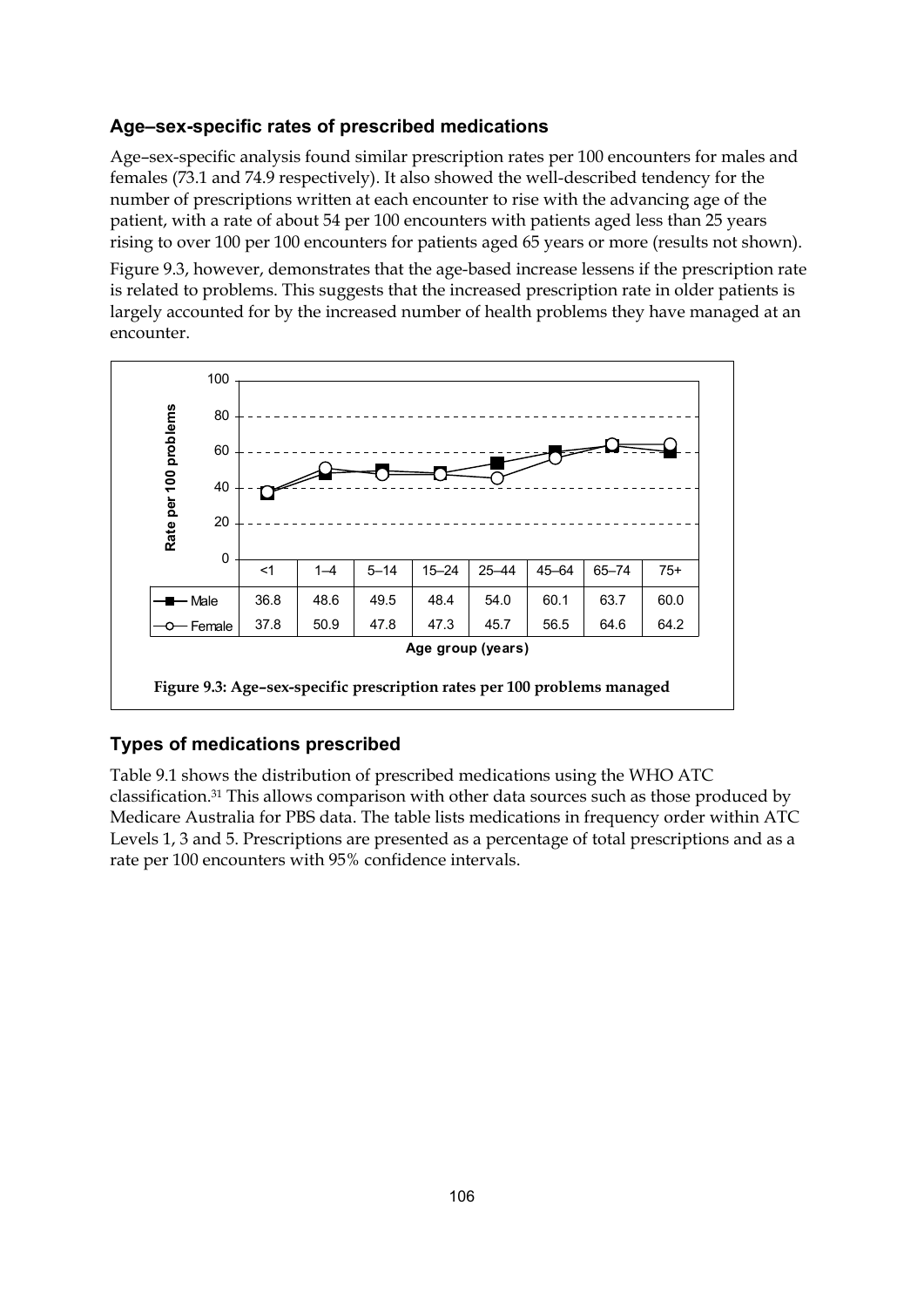### Age–sex-specific rates of prescribed medications

Age–sex-specific analysis found similar prescription rates per 100 encounters for males and females (73.1 and 74.9 respectively). It also showed the well-described tendency for the number of prescriptions written at each encounter to rise with the advancing age of the patient, with a rate of about 54 per 100 encounters with patients aged less than 25 years rising to over 100 per 100 encounters for patients aged 65 years or more (results not shown).

Figure 9.3, however, demonstrates that the age-based increase lessens if the prescription rate is related to problems. This suggests that the increased prescription rate in older patients is largely accounted for by the increased number of health problems they have managed at an encounter.

| Age group (years) | <1 | 1–4 | 5–14 | 15–24 | 25–44 | 45–64 | 65–74 | 75+ |
|---|---|---|---|---|---|---|---|---|
| Male | 36.8 | 48.6 | 49.5 | 48.4 | 54.0 | 60.1 | 63.7 | 60.0 |
| Female | 37.8 | 50.9 | 47.8 | 47.3 | 45.7 | 56.5 | 64.6 | 64.2 |

**Figure 9.3: Age–sex-specific prescription rates per 100 problems managed**

### Types of medications prescribed

Table 9.1 shows the distribution of prescribed medications using the WHO ATC classification.[31] This allows comparison with other data sources such as those produced by Medicare Australia for PBS data. The table lists medications in frequency order within ATC Levels 1, 3 and 5. Prescriptions are presented as a percentage of total prescriptions and as a rate per 100 encounters with 95% confidence intervals.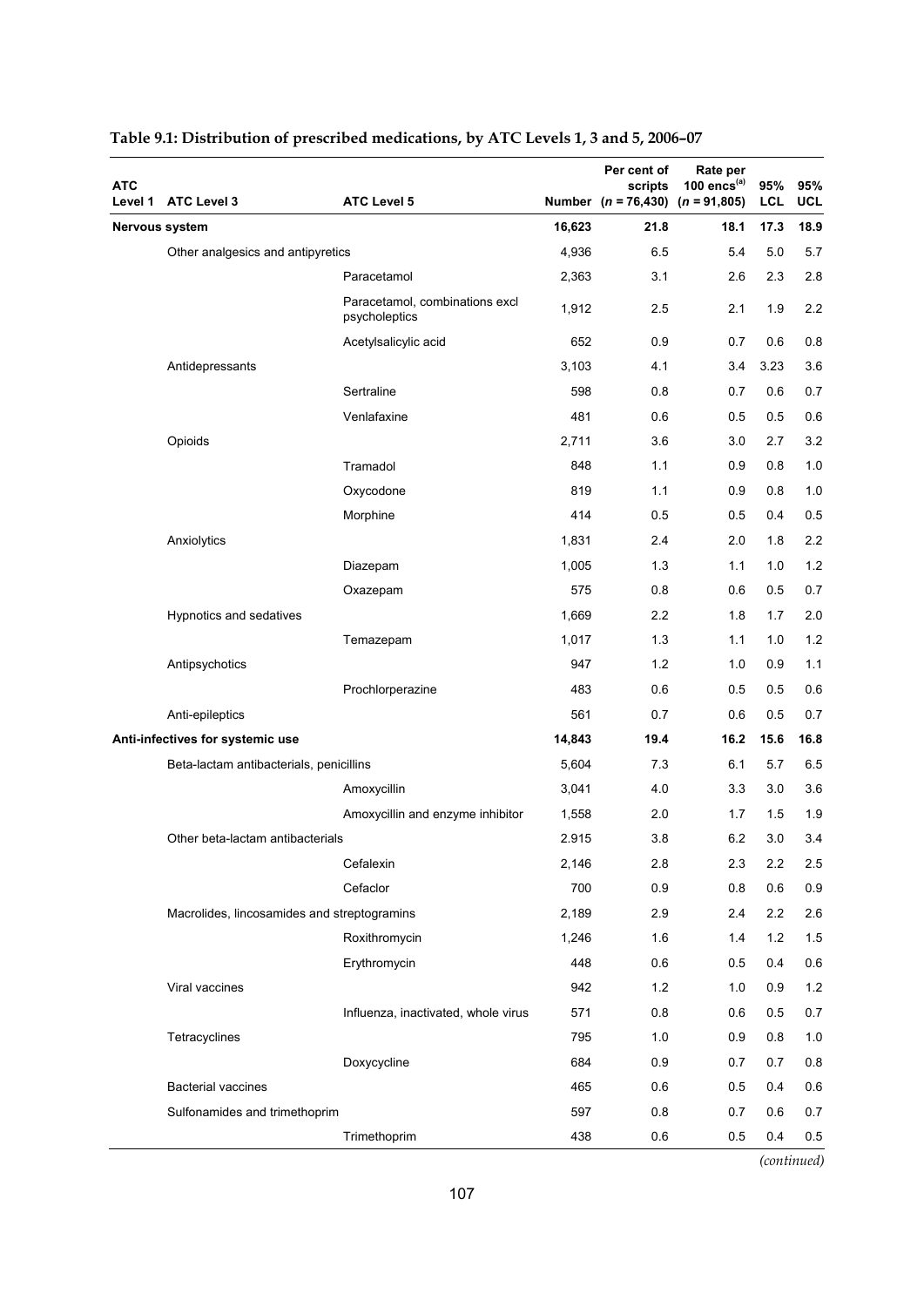**Table 9.1: Distribution of prescribed medications, by ATC Levels 1, 3 and 5, 2006–07**

| ATC Level 1 | ATC Level 3 | ATC Level 5 | Number | Per cent of scripts (n = 76,430) | Rate per 100 encs[(a)] (n = 91,805) | 95% LCL | 95% UCL |
|---|---|---|---|---|---|---|---|
| **Nervous system** | | | **16,623** | **21.8** | **18.1** | **17.3** | **18.9** |
| | Other analgesics and antipyretics | | 4,936 | 6.5 | 5.4 | 5.0 | 5.7 |
| | | Paracetamol | 2,363 | 3.1 | 2.6 | 2.3 | 2.8 |
| | | Paracetamol, combinations excl psycholeptics | 1,912 | 2.5 | 2.1 | 1.9 | 2.2 |
| | | Acetylsalicylic acid | 652 | 0.9 | 0.7 | 0.6 | 0.8 |
| | Antidepressants | | 3,103 | 4.1 | 3.4 | 3.23 | 3.6 |
| | | Sertraline | 598 | 0.8 | 0.7 | 0.6 | 0.7 |
| | | Venlafaxine | 481 | 0.6 | 0.5 | 0.5 | 0.6 |
| | Opioids | | 2,711 | 3.6 | 3.0 | 2.7 | 3.2 |
| | | Tramadol | 848 | 1.1 | 0.9 | 0.8 | 1.0 |
| | | Oxycodone | 819 | 1.1 | 0.9 | 0.8 | 1.0 |
| | | Morphine | 414 | 0.5 | 0.5 | 0.4 | 0.5 |
| | Anxiolytics | | 1,831 | 2.4 | 2.0 | 1.8 | 2.2 |
| | | Diazepam | 1,005 | 1.3 | 1.1 | 1.0 | 1.2 |
| | | Oxazepam | 575 | 0.8 | 0.6 | 0.5 | 0.7 |
| | Hypnotics and sedatives | | 1,669 | 2.2 | 1.8 | 1.7 | 2.0 |
| | | Temazepam | 1,017 | 1.3 | 1.1 | 1.0 | 1.2 |
| | Antipsychotics | | 947 | 1.2 | 1.0 | 0.9 | 1.1 |
| | | Prochlorperazine | 483 | 0.6 | 0.5 | 0.5 | 0.6 |
| | Anti-epileptics | | 561 | 0.7 | 0.6 | 0.5 | 0.7 |
| **Anti-infectives for systemic use** | | | **14,843** | **19.4** | **16.2** | **15.6** | **16.8** |
| | Beta-lactam antibacterials, penicillins | | 5,604 | 7.3 | 6.1 | 5.7 | 6.5 |
| | | Amoxycillin | 3,041 | 4.0 | 3.3 | 3.0 | 3.6 |
| | | Amoxycillin and enzyme inhibitor | 1,558 | 2.0 | 1.7 | 1.5 | 1.9 |
| | Other beta-lactam antibacterials | | 2.915 | 3.8 | 6.2 | 3.0 | 3.4 |
| | | Cefalexin | 2,146 | 2.8 | 2.3 | 2.2 | 2.5 |
| | | Cefaclor | 700 | 0.9 | 0.8 | 0.6 | 0.9 |
| | Macrolides, lincosamides and streptogramins | | 2,189 | 2.9 | 2.4 | 2.2 | 2.6 |
| | | Roxithromycin | 1,246 | 1.6 | 1.4 | 1.2 | 1.5 |
| | | Erythromycin | 448 | 0.6 | 0.5 | 0.4 | 0.6 |
| | Viral vaccines | | 942 | 1.2 | 1.0 | 0.9 | 1.2 |
| | | Influenza, inactivated, whole virus | 571 | 0.8 | 0.6 | 0.5 | 0.7 |
| | Tetracyclines | | 795 | 1.0 | 0.9 | 0.8 | 1.0 |
| | | Doxycycline | 684 | 0.9 | 0.7 | 0.7 | 0.8 |
| | Bacterial vaccines | | 465 | 0.6 | 0.5 | 0.4 | 0.6 |
| | Sulfonamides and trimethoprim | | 597 | 0.8 | 0.7 | 0.6 | 0.7 |
| | | Trimethoprim | 438 | 0.6 | 0.5 | 0.4 | 0.5 |

*(continued)*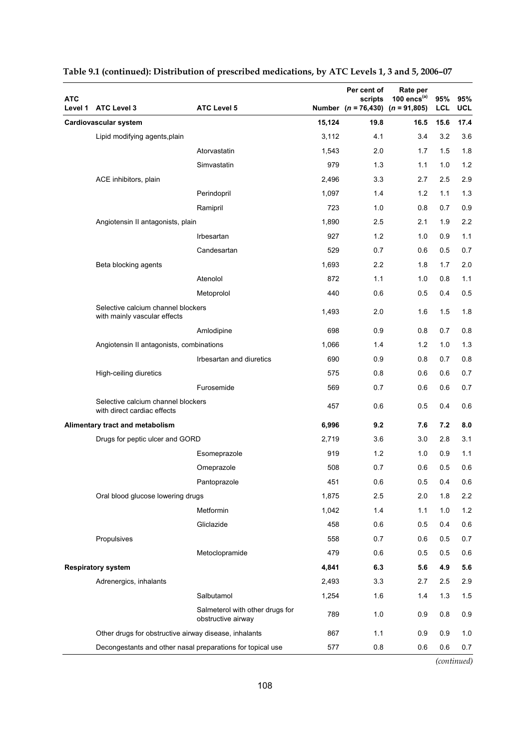**Table 9.1 (continued): Distribution of prescribed medications, by ATC Levels 1, 3 and 5, 2006–07**

| ATC Level 1 | ATC Level 3 | ATC Level 5 | Number | Per cent of scripts (*n* = 76,430) | Rate per 100 encs[(a)] (*n* = 91,805) | 95% LCL | 95% UCL |
|---|---|---|---|---|---|---|---|
| **Cardiovascular system** | | | **15,124** | **19.8** | **16.5** | **15.6** | **17.4** |
| | Lipid modifying agents,plain | | 3,112 | 4.1 | 3.4 | 3.2 | 3.6 |
| | | Atorvastatin | 1,543 | 2.0 | 1.7 | 1.5 | 1.8 |
| | | Simvastatin | 979 | 1.3 | 1.1 | 1.0 | 1.2 |
| | ACE inhibitors, plain | | 2,496 | 3.3 | 2.7 | 2.5 | 2.9 |
| | | Perindopril | 1,097 | 1.4 | 1.2 | 1.1 | 1.3 |
| | | Ramipril | 723 | 1.0 | 0.8 | 0.7 | 0.9 |
| | Angiotensin II antagonists, plain | | 1,890 | 2.5 | 2.1 | 1.9 | 2.2 |
| | | Irbesartan | 927 | 1.2 | 1.0 | 0.9 | 1.1 |
| | | Candesartan | 529 | 0.7 | 0.6 | 0.5 | 0.7 |
| | Beta blocking agents | | 1,693 | 2.2 | 1.8 | 1.7 | 2.0 |
| | | Atenolol | 872 | 1.1 | 1.0 | 0.8 | 1.1 |
| | | Metoprolol | 440 | 0.6 | 0.5 | 0.4 | 0.5 |
| | Selective calcium channel blockers with mainly vascular effects | | 1,493 | 2.0 | 1.6 | 1.5 | 1.8 |
| | | Amlodipine | 698 | 0.9 | 0.8 | 0.7 | 0.8 |
| | Angiotensin II antagonists, combinations | | 1,066 | 1.4 | 1.2 | 1.0 | 1.3 |
| | | Irbesartan and diuretics | 690 | 0.9 | 0.8 | 0.7 | 0.8 |
| | High-ceiling diuretics | | 575 | 0.8 | 0.6 | 0.6 | 0.7 |
| | | Furosemide | 569 | 0.7 | 0.6 | 0.6 | 0.7 |
| | Selective calcium channel blockers with direct cardiac effects | | 457 | 0.6 | 0.5 | 0.4 | 0.6 |
| **Alimentary tract and metabolism** | | | **6,996** | **9.2** | **7.6** | **7.2** | **8.0** |
| | Drugs for peptic ulcer and GORD | | 2,719 | 3.6 | 3.0 | 2.8 | 3.1 |
| | | Esomeprazole | 919 | 1.2 | 1.0 | 0.9 | 1.1 |
| | | Omeprazole | 508 | 0.7 | 0.6 | 0.5 | 0.6 |
| | | Pantoprazole | 451 | 0.6 | 0.5 | 0.4 | 0.6 |
| | Oral blood glucose lowering drugs | | 1,875 | 2.5 | 2.0 | 1.8 | 2.2 |
| | | Metformin | 1,042 | 1.4 | 1.1 | 1.0 | 1.2 |
| | | Gliclazide | 458 | 0.6 | 0.5 | 0.4 | 0.6 |
| | Propulsives | | 558 | 0.7 | 0.6 | 0.5 | 0.7 |
| | | Metoclopramide | 479 | 0.6 | 0.5 | 0.5 | 0.6 |
| **Respiratory system** | | | **4,841** | **6.3** | **5.6** | **4.9** | **5.6** |
| | Adrenergics, inhalants | | 2,493 | 3.3 | 2.7 | 2.5 | 2.9 |
| | | Salbutamol | 1,254 | 1.6 | 1.4 | 1.3 | 1.5 |
| | | Salmeterol with other drugs for obstructive airway | 789 | 1.0 | 0.9 | 0.8 | 0.9 |
| | Other drugs for obstructive airway disease, inhalants | | 867 | 1.1 | 0.9 | 0.9 | 1.0 |
| | Decongestants and other nasal preparations for topical use | | 577 | 0.8 | 0.6 | 0.6 | 0.7 |

*(continued)*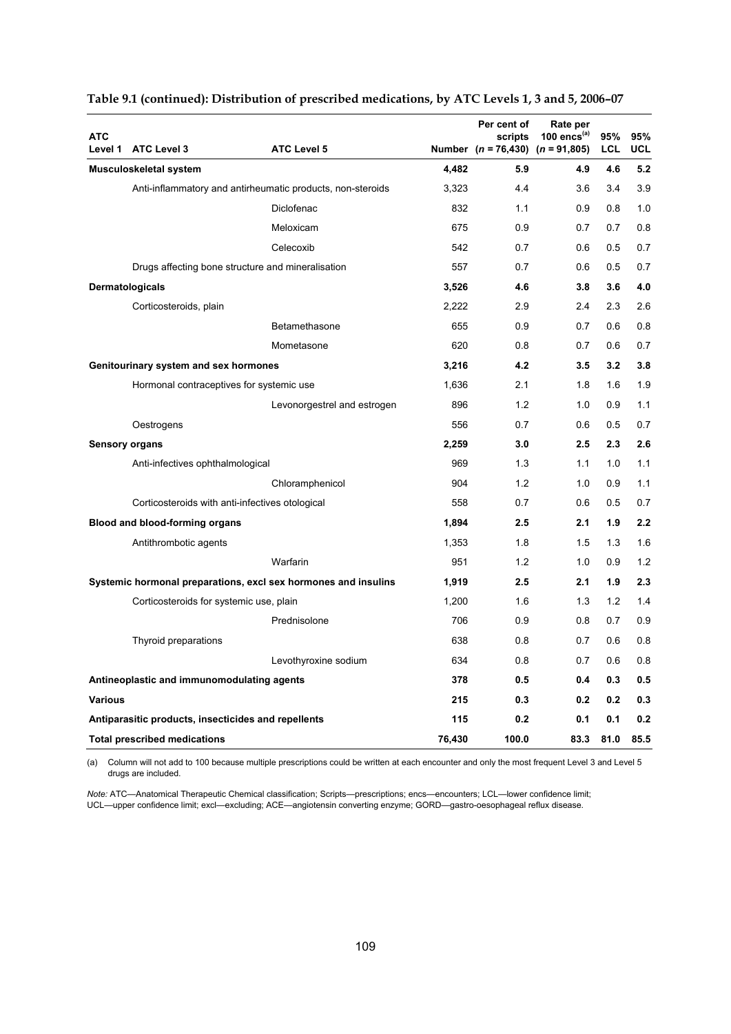**Table 9.1 (continued): Distribution of prescribed medications, by ATC Levels 1, 3 and 5, 2006–07**

| ATC Level 1 | ATC Level 3 | ATC Level 5 | Number | Per cent of scripts (n = 76,430) | Rate per 100 encs[(a)] (n = 91,805) | 95% LCL | 95% UCL |
|---|---|---|---|---|---|---|---|
| **Musculoskeletal system** | | | **4,482** | **5.9** | **4.9** | **4.6** | **5.2** |
| | Anti-inflammatory and antirheumatic products, non-steroids | | 3,323 | 4.4 | 3.6 | 3.4 | 3.9 |
| | | Diclofenac | 832 | 1.1 | 0.9 | 0.8 | 1.0 |
| | | Meloxicam | 675 | 0.9 | 0.7 | 0.7 | 0.8 |
| | | Celecoxib | 542 | 0.7 | 0.6 | 0.5 | 0.7 |
| | Drugs affecting bone structure and mineralisation | | 557 | 0.7 | 0.6 | 0.5 | 0.7 |
| **Dermatologicals** | | | **3,526** | **4.6** | **3.8** | **3.6** | **4.0** |
| | Corticosteroids, plain | | 2,222 | 2.9 | 2.4 | 2.3 | 2.6 |
| | | Betamethasone | 655 | 0.9 | 0.7 | 0.6 | 0.8 |
| | | Mometasone | 620 | 0.8 | 0.7 | 0.6 | 0.7 |
| **Genitourinary system and sex hormones** | | | **3,216** | **4.2** | **3.5** | **3.2** | **3.8** |
| | Hormonal contraceptives for systemic use | | 1,636 | 2.1 | 1.8 | 1.6 | 1.9 |
| | | Levonorgestrel and estrogen | 896 | 1.2 | 1.0 | 0.9 | 1.1 |
| | Oestrogens | | 556 | 0.7 | 0.6 | 0.5 | 0.7 |
| **Sensory organs** | | | **2,259** | **3.0** | **2.5** | **2.3** | **2.6** |
| | Anti-infectives ophthalmological | | 969 | 1.3 | 1.1 | 1.0 | 1.1 |
| | | Chloramphenicol | 904 | 1.2 | 1.0 | 0.9 | 1.1 |
| | Corticosteroids with anti-infectives otological | | 558 | 0.7 | 0.6 | 0.5 | 0.7 |
| **Blood and blood-forming organs** | | | **1,894** | **2.5** | **2.1** | **1.9** | **2.2** |
| | Antithrombotic agents | | 1,353 | 1.8 | 1.5 | 1.3 | 1.6 |
| | | Warfarin | 951 | 1.2 | 1.0 | 0.9 | 1.2 |
| **Systemic hormonal preparations, excl sex hormones and insulins** | | | **1,919** | **2.5** | **2.1** | **1.9** | **2.3** |
| | Corticosteroids for systemic use, plain | | 1,200 | 1.6 | 1.3 | 1.2 | 1.4 |
| | | Prednisolone | 706 | 0.9 | 0.8 | 0.7 | 0.9 |
| | Thyroid preparations | | 638 | 0.8 | 0.7 | 0.6 | 0.8 |
| | | Levothyroxine sodium | 634 | 0.8 | 0.7 | 0.6 | 0.8 |
| **Antineoplastic and immunomodulating agents** | | | **378** | **0.5** | **0.4** | **0.3** | **0.5** |
| **Various** | | | **215** | **0.3** | **0.2** | **0.2** | **0.3** |
| **Antiparasitic products, insecticides and repellents** | | | **115** | **0.2** | **0.1** | **0.1** | **0.2** |
| **Total prescribed medications** | | | **76,430** | **100.0** | **83.3** | **81.0** | **85.5** |

(a) Column will not add to 100 because multiple prescriptions could be written at each encounter and only the most frequent Level 3 and Level 5 drugs are included.

*Note:* ATC—Anatomical Therapeutic Chemical classification; Scripts—prescriptions; encs—encounters; LCL—lower confidence limit; UCL—upper confidence limit; excl—excluding; ACE—angiotensin converting enzyme; GORD—gastro-oesophageal reflux disease.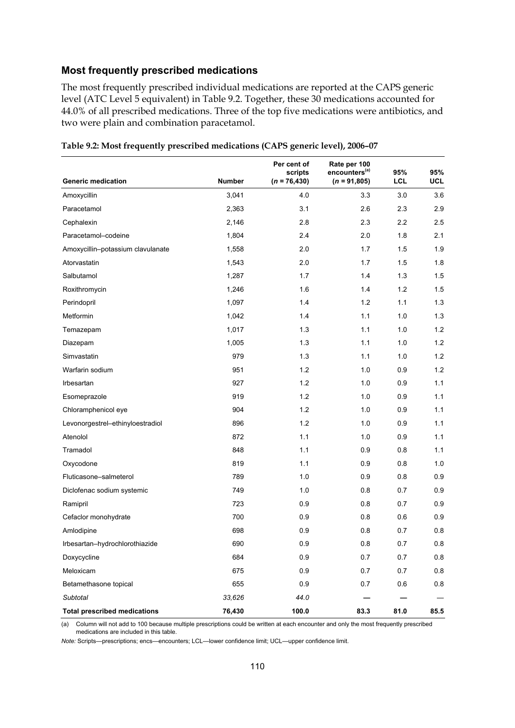## Most frequently prescribed medications

The most frequently prescribed individual medications are reported at the CAPS generic level (ATC Level 5 equivalent) in Table 9.2. Together, these 30 medications accounted for 44.0% of all prescribed medications. Three of the top five medications were antibiotics, and two were plain and combination paracetamol.

**Table 9.2: Most frequently prescribed medications (CAPS generic level), 2006–07**

| Generic medication | Number | Per cent of scripts (*n* = 76,430) | Rate per 100 encounters[(a)] (*n* = 91,805) | 95% LCL | 95% UCL |
|---|---|---|---|---|---|
| Amoxycillin | 3,041 | 4.0 | 3.3 | 3.0 | 3.6 |
| Paracetamol | 2,363 | 3.1 | 2.6 | 2.3 | 2.9 |
| Cephalexin | 2,146 | 2.8 | 2.3 | 2.2 | 2.5 |
| Paracetamol–codeine | 1,804 | 2.4 | 2.0 | 1.8 | 2.1 |
| Amoxycillin–potassium clavulanate | 1,558 | 2.0 | 1.7 | 1.5 | 1.9 |
| Atorvastatin | 1,543 | 2.0 | 1.7 | 1.5 | 1.8 |
| Salbutamol | 1,287 | 1.7 | 1.4 | 1.3 | 1.5 |
| Roxithromycin | 1,246 | 1.6 | 1.4 | 1.2 | 1.5 |
| Perindopril | 1,097 | 1.4 | 1.2 | 1.1 | 1.3 |
| Metformin | 1,042 | 1.4 | 1.1 | 1.0 | 1.3 |
| Temazepam | 1,017 | 1.3 | 1.1 | 1.0 | 1.2 |
| Diazepam | 1,005 | 1.3 | 1.1 | 1.0 | 1.2 |
| Simvastatin | 979 | 1.3 | 1.1 | 1.0 | 1.2 |
| Warfarin sodium | 951 | 1.2 | 1.0 | 0.9 | 1.2 |
| Irbesartan | 927 | 1.2 | 1.0 | 0.9 | 1.1 |
| Esomeprazole | 919 | 1.2 | 1.0 | 0.9 | 1.1 |
| Chloramphenicol eye | 904 | 1.2 | 1.0 | 0.9 | 1.1 |
| Levonorgestrel–ethinyloestradiol | 896 | 1.2 | 1.0 | 0.9 | 1.1 |
| Atenolol | 872 | 1.1 | 1.0 | 0.9 | 1.1 |
| Tramadol | 848 | 1.1 | 0.9 | 0.8 | 1.1 |
| Oxycodone | 819 | 1.1 | 0.9 | 0.8 | 1.0 |
| Fluticasone–salmeterol | 789 | 1.0 | 0.9 | 0.8 | 0.9 |
| Diclofenac sodium systemic | 749 | 1.0 | 0.8 | 0.7 | 0.9 |
| Ramipril | 723 | 0.9 | 0.8 | 0.7 | 0.9 |
| Cefaclor monohydrate | 700 | 0.9 | 0.8 | 0.6 | 0.9 |
| Amlodipine | 698 | 0.9 | 0.8 | 0.7 | 0.8 |
| Irbesartan–hydrochlorothiazide | 690 | 0.9 | 0.8 | 0.7 | 0.8 |
| Doxycycline | 684 | 0.9 | 0.7 | 0.7 | 0.8 |
| Meloxicam | 675 | 0.9 | 0.7 | 0.7 | 0.8 |
| Betamethasone topical | 655 | 0.9 | 0.7 | 0.6 | 0.8 |
| *Subtotal* | *33,626* | *44.0* | — | — | — |
| **Total prescribed medications** | **76,430** | **100.0** | **83.3** | **81.0** | **85.5** |

(a) Column will not add to 100 because multiple prescriptions could be written at each encounter and only the most frequently prescribed medications are included in this table.

*Note:* Scripts—prescriptions; encs—encounters; LCL—lower confidence limit; UCL—upper confidence limit.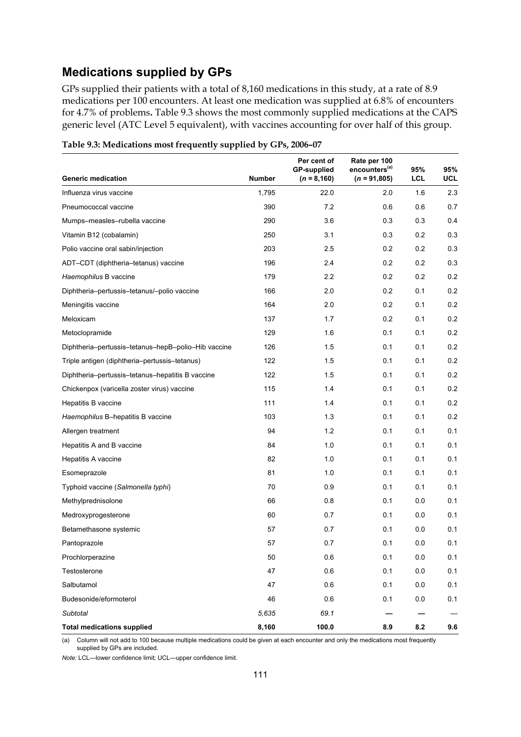## Medications supplied by GPs

GPs supplied their patients with a total of 8,160 medications in this study, at a rate of 8.9 medications per 100 encounters. At least one medication was supplied at 6.8% of encounters for 4.7% of problems. Table 9.3 shows the most commonly supplied medications at the CAPS generic level (ATC Level 5 equivalent), with vaccines accounting for over half of this group.

**Table 9.3: Medications most frequently supplied by GPs, 2006–07**

| Generic medication | Number | Per cent of GP-supplied ($n$ = 8,160) | Rate per 100 encounters[(a)] ($n$ = 91,805) | 95% LCL | 95% UCL |
|---|---|---|---|---|---|
| Influenza virus vaccine | 1,795 | 22.0 | 2.0 | 1.6 | 2.3 |
| Pneumococcal vaccine | 390 | 7.2 | 0.6 | 0.6 | 0.7 |
| Mumps–measles–rubella vaccine | 290 | 3.6 | 0.3 | 0.3 | 0.4 |
| Vitamin B12 (cobalamin) | 250 | 3.1 | 0.3 | 0.2 | 0.3 |
| Polio vaccine oral sabin/injection | 203 | 2.5 | 0.2 | 0.2 | 0.3 |
| ADT–CDT (diphtheria–tetanus) vaccine | 196 | 2.4 | 0.2 | 0.2 | 0.3 |
| *Haemophilus* B vaccine | 179 | 2.2 | 0.2 | 0.2 | 0.2 |
| Diphtheria–pertussis–tetanus/–polio vaccine | 166 | 2.0 | 0.2 | 0.1 | 0.2 |
| Meningitis vaccine | 164 | 2.0 | 0.2 | 0.1 | 0.2 |
| Meloxicam | 137 | 1.7 | 0.2 | 0.1 | 0.2 |
| Metoclopramide | 129 | 1.6 | 0.1 | 0.1 | 0.2 |
| Diphtheria–pertussis–tetanus–hepB–polio–Hib vaccine | 126 | 1.5 | 0.1 | 0.1 | 0.2 |
| Triple antigen (diphtheria–pertussis–tetanus) | 122 | 1.5 | 0.1 | 0.1 | 0.2 |
| Diphtheria–pertussis–tetanus–hepatitis B vaccine | 122 | 1.5 | 0.1 | 0.1 | 0.2 |
| Chickenpox (varicella zoster virus) vaccine | 115 | 1.4 | 0.1 | 0.1 | 0.2 |
| Hepatitis B vaccine | 111 | 1.4 | 0.1 | 0.1 | 0.2 |
| *Haemophilus* B–hepatitis B vaccine | 103 | 1.3 | 0.1 | 0.1 | 0.2 |
| Allergen treatment | 94 | 1.2 | 0.1 | 0.1 | 0.1 |
| Hepatitis A and B vaccine | 84 | 1.0 | 0.1 | 0.1 | 0.1 |
| Hepatitis A vaccine | 82 | 1.0 | 0.1 | 0.1 | 0.1 |
| Esomeprazole | 81 | 1.0 | 0.1 | 0.1 | 0.1 |
| Typhoid vaccine (*Salmonella typhi*) | 70 | 0.9 | 0.1 | 0.1 | 0.1 |
| Methylprednisolone | 66 | 0.8 | 0.1 | 0.0 | 0.1 |
| Medroxyprogesterone | 60 | 0.7 | 0.1 | 0.0 | 0.1 |
| Betamethasone systemic | 57 | 0.7 | 0.1 | 0.0 | 0.1 |
| Pantoprazole | 57 | 0.7 | 0.1 | 0.0 | 0.1 |
| Prochlorperazine | 50 | 0.6 | 0.1 | 0.0 | 0.1 |
| Testosterone | 47 | 0.6 | 0.1 | 0.0 | 0.1 |
| Salbutamol | 47 | 0.6 | 0.1 | 0.0 | 0.1 |
| Budesonide/eformoterol | 46 | 0.6 | 0.1 | 0.0 | 0.1 |
| *Subtotal* | *5,635* | *69.1* | — | — | — |
| **Total medications supplied** | **8,160** | **100.0** | **8.9** | **8.2** | **9.6** |

(a) Column will not add to 100 because multiple medications could be given at each encounter and only the medications most frequently supplied by GPs are included.

*Note:* LCL—lower confidence limit; UCL—upper confidence limit.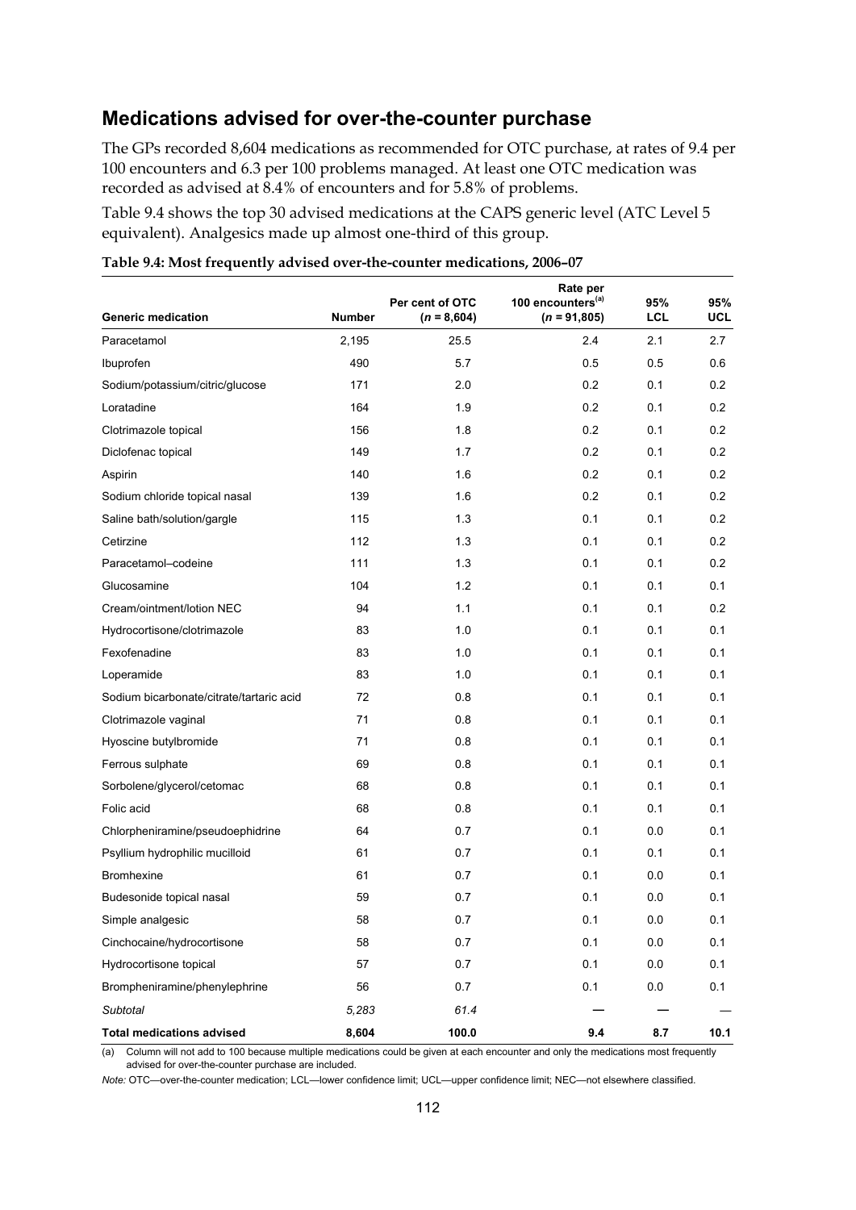## Medications advised for over-the-counter purchase

The GPs recorded 8,604 medications as recommended for OTC purchase, at rates of 9.4 per 100 encounters and 6.3 per 100 problems managed. At least one OTC medication was recorded as advised at 8.4% of encounters and for 5.8% of problems.

Table 9.4 shows the top 30 advised medications at the CAPS generic level (ATC Level 5 equivalent). Analgesics made up almost one-third of this group.

**Table 9.4: Most frequently advised over-the-counter medications, 2006–07**

| Generic medication | Number | Per cent of OTC (*n* = 8,604) | Rate per 100 encounters[(a)] (*n* = 91,805) | 95% LCL | 95% UCL |
|---|---|---|---|---|---|
| Paracetamol | 2,195 | 25.5 | 2.4 | 2.1 | 2.7 |
| Ibuprofen | 490 | 5.7 | 0.5 | 0.5 | 0.6 |
| Sodium/potassium/citric/glucose | 171 | 2.0 | 0.2 | 0.1 | 0.2 |
| Loratadine | 164 | 1.9 | 0.2 | 0.1 | 0.2 |
| Clotrimazole topical | 156 | 1.8 | 0.2 | 0.1 | 0.2 |
| Diclofenac topical | 149 | 1.7 | 0.2 | 0.1 | 0.2 |
| Aspirin | 140 | 1.6 | 0.2 | 0.1 | 0.2 |
| Sodium chloride topical nasal | 139 | 1.6 | 0.2 | 0.1 | 0.2 |
| Saline bath/solution/gargle | 115 | 1.3 | 0.1 | 0.1 | 0.2 |
| Cetirzine | 112 | 1.3 | 0.1 | 0.1 | 0.2 |
| Paracetamol–codeine | 111 | 1.3 | 0.1 | 0.1 | 0.2 |
| Glucosamine | 104 | 1.2 | 0.1 | 0.1 | 0.1 |
| Cream/ointment/lotion NEC | 94 | 1.1 | 0.1 | 0.1 | 0.2 |
| Hydrocortisone/clotrimazole | 83 | 1.0 | 0.1 | 0.1 | 0.1 |
| Fexofenadine | 83 | 1.0 | 0.1 | 0.1 | 0.1 |
| Loperamide | 83 | 1.0 | 0.1 | 0.1 | 0.1 |
| Sodium bicarbonate/citrate/tartaric acid | 72 | 0.8 | 0.1 | 0.1 | 0.1 |
| Clotrimazole vaginal | 71 | 0.8 | 0.1 | 0.1 | 0.1 |
| Hyoscine butylbromide | 71 | 0.8 | 0.1 | 0.1 | 0.1 |
| Ferrous sulphate | 69 | 0.8 | 0.1 | 0.1 | 0.1 |
| Sorbolene/glycerol/cetomac | 68 | 0.8 | 0.1 | 0.1 | 0.1 |
| Folic acid | 68 | 0.8 | 0.1 | 0.1 | 0.1 |
| Chlorpheniramine/pseudoephidrine | 64 | 0.7 | 0.1 | 0.0 | 0.1 |
| Psyllium hydrophilic mucilloid | 61 | 0.7 | 0.1 | 0.1 | 0.1 |
| Bromhexine | 61 | 0.7 | 0.1 | 0.0 | 0.1 |
| Budesonide topical nasal | 59 | 0.7 | 0.1 | 0.0 | 0.1 |
| Simple analgesic | 58 | 0.7 | 0.1 | 0.0 | 0.1 |
| Cinchocaine/hydrocortisone | 58 | 0.7 | 0.1 | 0.0 | 0.1 |
| Hydrocortisone topical | 57 | 0.7 | 0.1 | 0.0 | 0.1 |
| Brompheniramine/phenylephrine | 56 | 0.7 | 0.1 | 0.0 | 0.1 |
| *Subtotal* | *5,283* | *61.4* | — | — | — |
| **Total medications advised** | **8,604** | **100.0** | **9.4** | **8.7** | **10.1** |

(a) Column will not add to 100 because multiple medications could be given at each encounter and only the medications most frequently advised for over-the-counter purchase are included.

*Note:* OTC—over-the-counter medication; LCL—lower confidence limit; UCL—upper confidence limit; NEC—not elsewhere classified.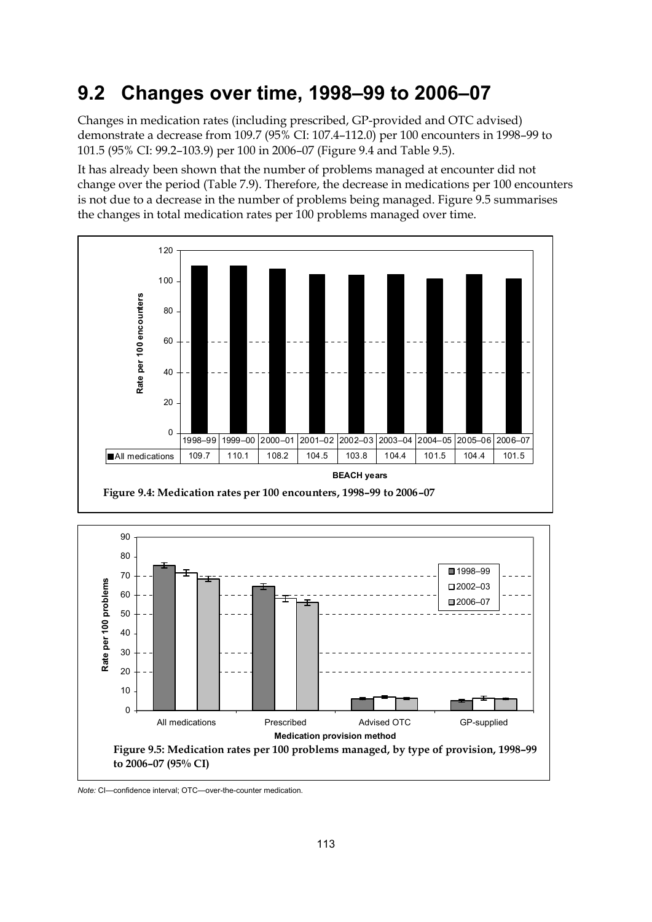## 9.2 Changes over time, 1998–99 to 2006–07

Changes in medication rates (including prescribed, GP-provided and OTC advised) demonstrate a decrease from 109.7 (95% CI: 107.4–112.0) per 100 encounters in 1998–99 to 101.5 (95% CI: 99.2–103.9) per 100 in 2006–07 (Figure 9.4 and Table 9.5).

It has already been shown that the number of problems managed at encounter did not change over the period (Table 7.9). Therefore, the decrease in medications per 100 encounters is not due to a decrease in the number of problems being managed. Figure 9.5 summarises the changes in total medication rates per 100 problems managed over time.

| | 1998–99 | 1999–00 | 2000–01 | 2001–02 | 2002–03 | 2003–04 | 2004–05 | 2005–06 | 2006–07 |
|---|---|---|---|---|---|---|---|---|---|
| All medications | 109.7 | 110.1 | 108.2 | 104.5 | 103.8 | 104.4 | 101.5 | 104.4 | 101.5 |

**Figure 9.4: Medication rates per 100 encounters, 1998–99 to 2006–07**

**Figure 9.5: Medication rates per 100 problems managed, by type of provision, 1998–99 to 2006–07 (95% CI)**

*Note:* CI—confidence interval; OTC—over-the-counter medication.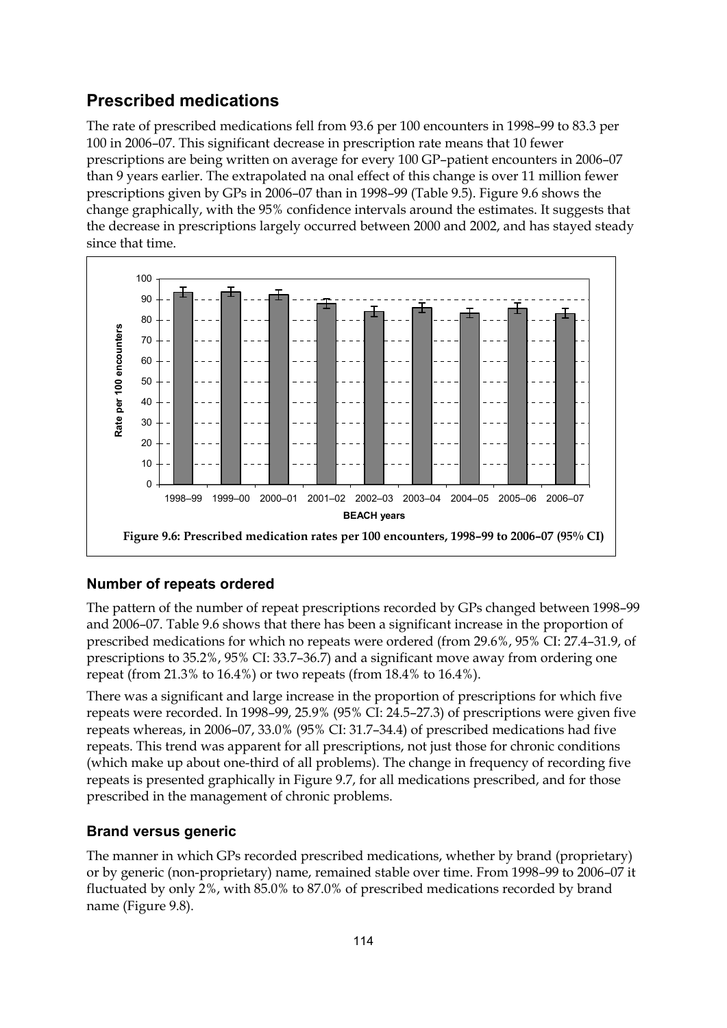## Prescribed medications

The rate of prescribed medications fell from 93.6 per 100 encounters in 1998–99 to 83.3 per 100 in 2006–07. This significant decrease in prescription rate means that 10 fewer prescriptions are being written on average for every 100 GP–patient encounters in 2006–07 than 9 years earlier. The extrapolated na onal effect of this change is over 11 million fewer prescriptions given by GPs in 2006–07 than in 1998–99 (Table 9.5). Figure 9.6 shows the change graphically, with the 95% confidence intervals around the estimates. It suggests that the decrease in prescriptions largely occurred between 2000 and 2002, and has stayed steady since that time.

**Figure 9.6: Prescribed medication rates per 100 encounters, 1998–99 to 2006–07 (95% CI)**

### Number of repeats ordered

The pattern of the number of repeat prescriptions recorded by GPs changed between 1998–99 and 2006–07. Table 9.6 shows that there has been a significant increase in the proportion of prescribed medications for which no repeats were ordered (from 29.6%, 95% CI: 27.4–31.9, of prescriptions to 35.2%, 95% CI: 33.7–36.7) and a significant move away from ordering one repeat (from 21.3% to 16.4%) or two repeats (from 18.4% to 16.4%).

There was a significant and large increase in the proportion of prescriptions for which five repeats were recorded. In 1998–99, 25.9% (95% CI: 24.5–27.3) of prescriptions were given five repeats whereas, in 2006–07, 33.0% (95% CI: 31.7–34.4) of prescribed medications had five repeats. This trend was apparent for all prescriptions, not just those for chronic conditions (which make up about one-third of all problems). The change in frequency of recording five repeats is presented graphically in Figure 9.7, for all medications prescribed, and for those prescribed in the management of chronic problems.

### Brand versus generic

The manner in which GPs recorded prescribed medications, whether by brand (proprietary) or by generic (non-proprietary) name, remained stable over time. From 1998–99 to 2006–07 it fluctuated by only 2%, with 85.0% to 87.0% of prescribed medications recorded by brand name (Figure 9.8).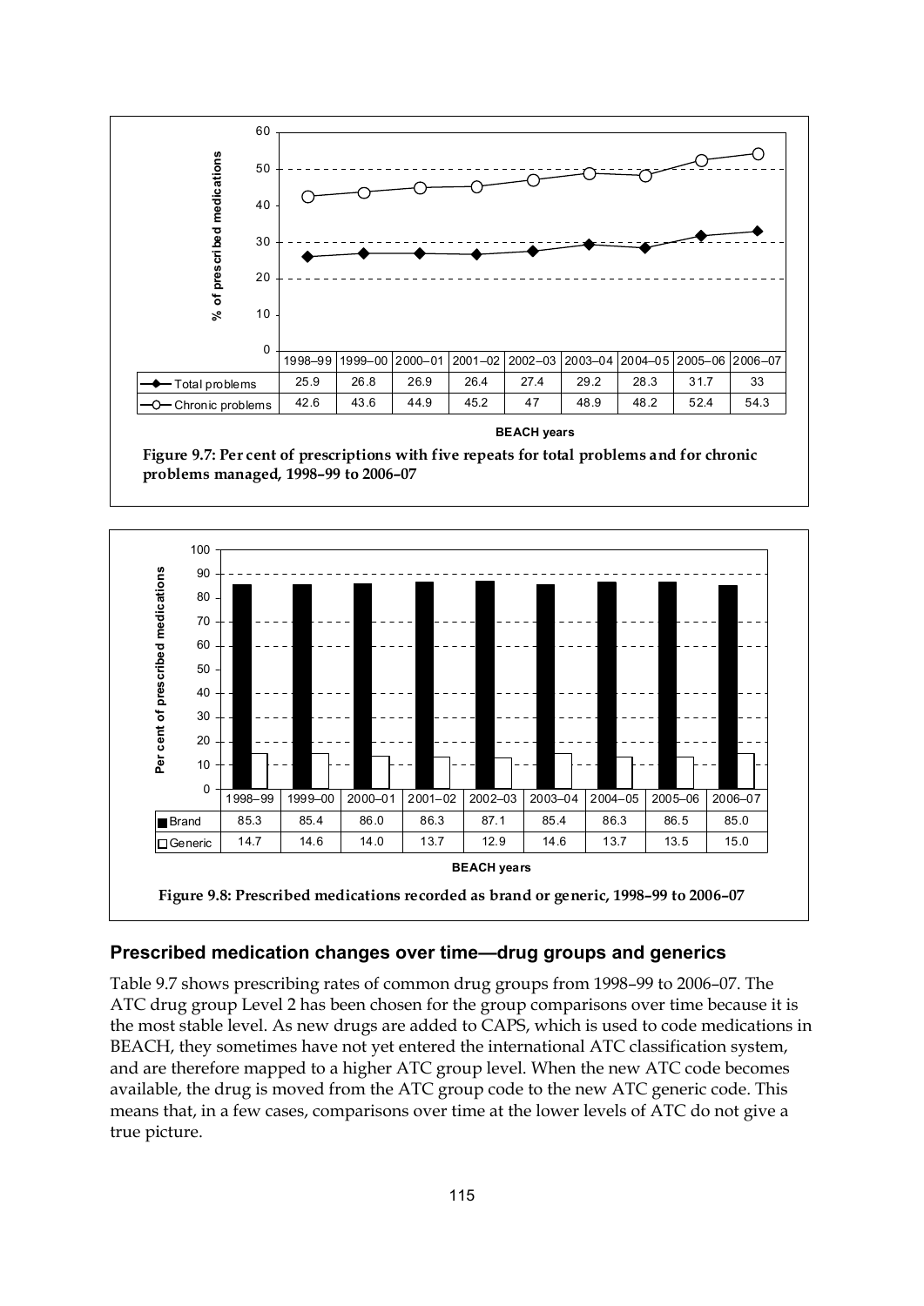| | 1998–99 | 1999–00 | 2000–01 | 2001–02 | 2002–03 | 2003–04 | 2004–05 | 2005–06 | 2006–07 |
|---|---|---|---|---|---|---|---|---|---|
| Total problems | 25.9 | 26.8 | 26.9 | 26.4 | 27.4 | 29.2 | 28.3 | 31.7 | 33 |
| Chronic problems | 42.6 | 43.6 | 44.9 | 45.2 | 47 | 48.9 | 48.2 | 52.4 | 54.3 |

**Figure 9.7: Per cent of prescriptions with five repeats for total problems and for chronic problems managed, 1998–99 to 2006–07**

| | 1998–99 | 1999–00 | 2000–01 | 2001–02 | 2002–03 | 2003–04 | 2004–05 | 2005–06 | 2006–07 |
|---|---|---|---|---|---|---|---|---|---|
| Brand | 85.3 | 85.4 | 86.0 | 86.3 | 87.1 | 85.4 | 86.3 | 86.5 | 85.0 |
| Generic | 14.7 | 14.6 | 14.0 | 13.7 | 12.9 | 14.6 | 13.7 | 13.5 | 15.0 |

**Figure 9.8: Prescribed medications recorded as brand or generic, 1998–99 to 2006–07**

## Prescribed medication changes over time—drug groups and generics

Table 9.7 shows prescribing rates of common drug groups from 1998–99 to 2006–07. The ATC drug group Level 2 has been chosen for the group comparisons over time because it is the most stable level. As new drugs are added to CAPS, which is used to code medications in BEACH, they sometimes have not yet entered the international ATC classification system, and are therefore mapped to a higher ATC group level. When the new ATC code becomes available, the drug is moved from the ATC group code to the new ATC generic code. This means that, in a few cases, comparisons over time at the lower levels of ATC do not give a true picture.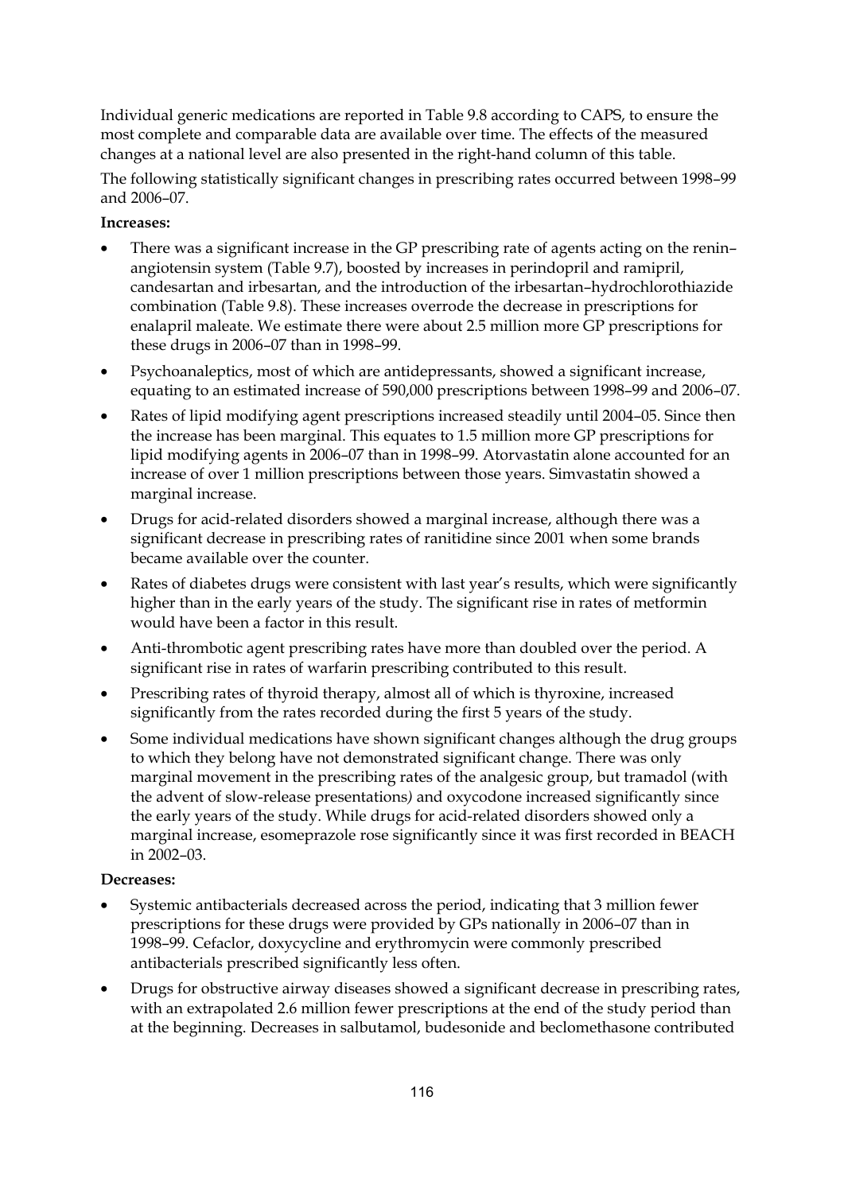Individual generic medications are reported in Table 9.8 according to CAPS, to ensure the most complete and comparable data are available over time. The effects of the measured changes at a national level are also presented in the right-hand column of this table.

The following statistically significant changes in prescribing rates occurred between 1998–99 and 2006–07.

**Increases:**

- There was a significant increase in the GP prescribing rate of agents acting on the renin–angiotensin system (Table 9.7), boosted by increases in perindopril and ramipril, candesartan and irbesartan, and the introduction of the irbesartan–hydrochlorothiazide combination (Table 9.8). These increases overrode the decrease in prescriptions for enalapril maleate. We estimate there were about 2.5 million more GP prescriptions for these drugs in 2006–07 than in 1998–99.
- Psychoanaleptics, most of which are antidepressants, showed a significant increase, equating to an estimated increase of 590,000 prescriptions between 1998–99 and 2006–07.
- Rates of lipid modifying agent prescriptions increased steadily until 2004–05. Since then the increase has been marginal. This equates to 1.5 million more GP prescriptions for lipid modifying agents in 2006–07 than in 1998–99. Atorvastatin alone accounted for an increase of over 1 million prescriptions between those years. Simvastatin showed a marginal increase.
- Drugs for acid-related disorders showed a marginal increase, although there was a significant decrease in prescribing rates of ranitidine since 2001 when some brands became available over the counter.
- Rates of diabetes drugs were consistent with last year's results, which were significantly higher than in the early years of the study. The significant rise in rates of metformin would have been a factor in this result.
- Anti-thrombotic agent prescribing rates have more than doubled over the period. A significant rise in rates of warfarin prescribing contributed to this result.
- Prescribing rates of thyroid therapy, almost all of which is thyroxine, increased significantly from the rates recorded during the first 5 years of the study.
- Some individual medications have shown significant changes although the drug groups to which they belong have not demonstrated significant change. There was only marginal movement in the prescribing rates of the analgesic group, but tramadol (with the advent of slow-release presentations) and oxycodone increased significantly since the early years of the study. While drugs for acid-related disorders showed only a marginal increase, esomeprazole rose significantly since it was first recorded in BEACH in 2002–03.

**Decreases:**

- Systemic antibacterials decreased across the period, indicating that 3 million fewer prescriptions for these drugs were provided by GPs nationally in 2006–07 than in 1998–99. Cefaclor, doxycycline and erythromycin were commonly prescribed antibacterials prescribed significantly less often.
- Drugs for obstructive airway diseases showed a significant decrease in prescribing rates, with an extrapolated 2.6 million fewer prescriptions at the end of the study period than at the beginning. Decreases in salbutamol, budesonide and beclomethasone contributed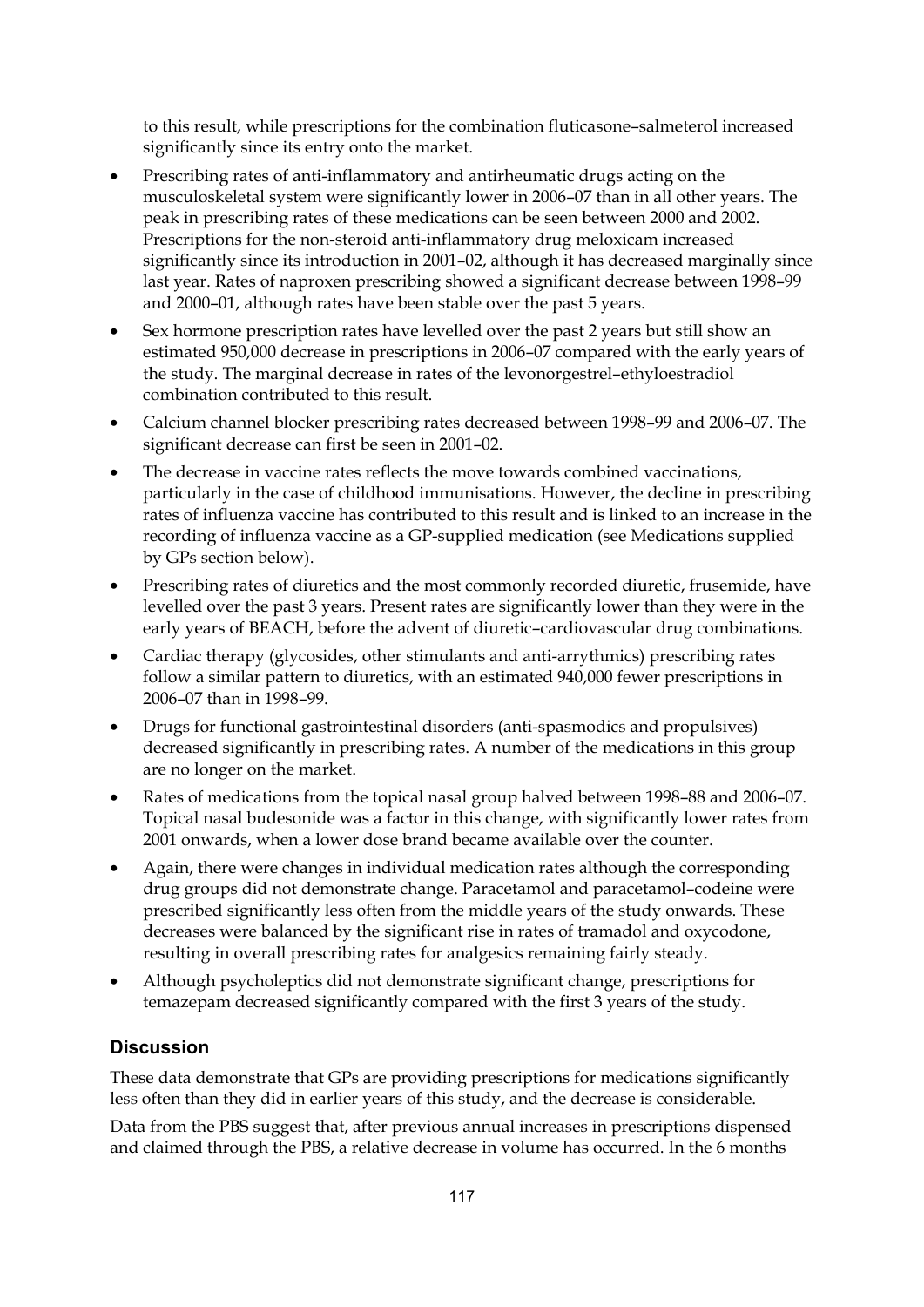to this result, while prescriptions for the combination fluticasone–salmeterol increased significantly since its entry onto the market.

- Prescribing rates of anti-inflammatory and antirheumatic drugs acting on the musculoskeletal system were significantly lower in 2006–07 than in all other years. The peak in prescribing rates of these medications can be seen between 2000 and 2002. Prescriptions for the non-steroid anti-inflammatory drug meloxicam increased significantly since its introduction in 2001–02, although it has decreased marginally since last year. Rates of naproxen prescribing showed a significant decrease between 1998–99 and 2000–01, although rates have been stable over the past 5 years.
- Sex hormone prescription rates have levelled over the past 2 years but still show an estimated 950,000 decrease in prescriptions in 2006–07 compared with the early years of the study. The marginal decrease in rates of the levonorgestrel–ethyloestradiol combination contributed to this result.
- Calcium channel blocker prescribing rates decreased between 1998–99 and 2006–07. The significant decrease can first be seen in 2001–02.
- The decrease in vaccine rates reflects the move towards combined vaccinations, particularly in the case of childhood immunisations. However, the decline in prescribing rates of influenza vaccine has contributed to this result and is linked to an increase in the recording of influenza vaccine as a GP-supplied medication (see Medications supplied by GPs section below).
- Prescribing rates of diuretics and the most commonly recorded diuretic, frusemide, have levelled over the past 3 years. Present rates are significantly lower than they were in the early years of BEACH, before the advent of diuretic–cardiovascular drug combinations.
- Cardiac therapy (glycosides, other stimulants and anti-arrythmics) prescribing rates follow a similar pattern to diuretics, with an estimated 940,000 fewer prescriptions in 2006–07 than in 1998–99.
- Drugs for functional gastrointestinal disorders (anti-spasmodics and propulsives) decreased significantly in prescribing rates. A number of the medications in this group are no longer on the market.
- Rates of medications from the topical nasal group halved between 1998–88 and 2006–07. Topical nasal budesonide was a factor in this change, with significantly lower rates from 2001 onwards, when a lower dose brand became available over the counter.
- Again, there were changes in individual medication rates although the corresponding drug groups did not demonstrate change. Paracetamol and paracetamol–codeine were prescribed significantly less often from the middle years of the study onwards. These decreases were balanced by the significant rise in rates of tramadol and oxycodone, resulting in overall prescribing rates for analgesics remaining fairly steady.
- Although psycholeptics did not demonstrate significant change, prescriptions for temazepam decreased significantly compared with the first 3 years of the study.

### Discussion

These data demonstrate that GPs are providing prescriptions for medications significantly less often than they did in earlier years of this study, and the decrease is considerable.

Data from the PBS suggest that, after previous annual increases in prescriptions dispensed and claimed through the PBS, a relative decrease in volume has occurred. In the 6 months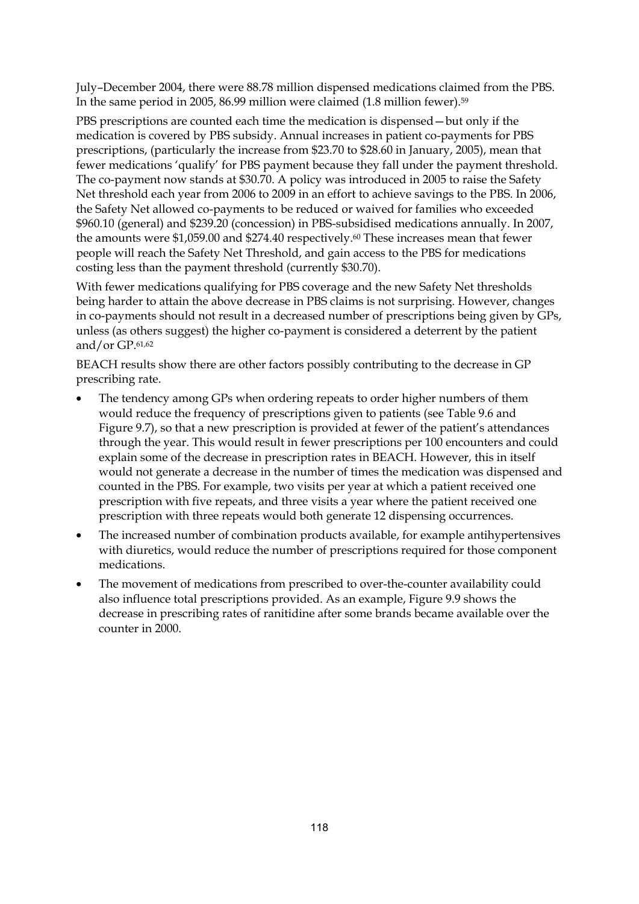July–December 2004, there were 88.78 million dispensed medications claimed from the PBS. In the same period in 2005, 86.99 million were claimed (1.8 million fewer).[59]

PBS prescriptions are counted each time the medication is dispensed—but only if the medication is covered by PBS subsidy. Annual increases in patient co-payments for PBS prescriptions, (particularly the increase from $23.70 to $28.60 in January, 2005), mean that fewer medications 'qualify' for PBS payment because they fall under the payment threshold. The co-payment now stands at $30.70. A policy was introduced in 2005 to raise the Safety Net threshold each year from 2006 to 2009 in an effort to achieve savings to the PBS. In 2006, the Safety Net allowed co-payments to be reduced or waived for families who exceeded $960.10 (general) and $239.20 (concession) in PBS-subsidised medications annually. In 2007, the amounts were $1,059.00 and $274.40 respectively.[60] These increases mean that fewer people will reach the Safety Net Threshold, and gain access to the PBS for medications costing less than the payment threshold (currently $30.70).

With fewer medications qualifying for PBS coverage and the new Safety Net thresholds being harder to attain the above decrease in PBS claims is not surprising. However, changes in co-payments should not result in a decreased number of prescriptions being given by GPs, unless (as others suggest) the higher co-payment is considered a deterrent by the patient and/or GP.[61,62]

BEACH results show there are other factors possibly contributing to the decrease in GP prescribing rate.

- The tendency among GPs when ordering repeats to order higher numbers of them would reduce the frequency of prescriptions given to patients (see Table 9.6 and Figure 9.7), so that a new prescription is provided at fewer of the patient's attendances through the year. This would result in fewer prescriptions per 100 encounters and could explain some of the decrease in prescription rates in BEACH. However, this in itself would not generate a decrease in the number of times the medication was dispensed and counted in the PBS. For example, two visits per year at which a patient received one prescription with five repeats, and three visits a year where the patient received one prescription with three repeats would both generate 12 dispensing occurrences.
- The increased number of combination products available, for example antihypertensives with diuretics, would reduce the number of prescriptions required for those component medications.
- The movement of medications from prescribed to over-the-counter availability could also influence total prescriptions provided. As an example, Figure 9.9 shows the decrease in prescribing rates of ranitidine after some brands became available over the counter in 2000.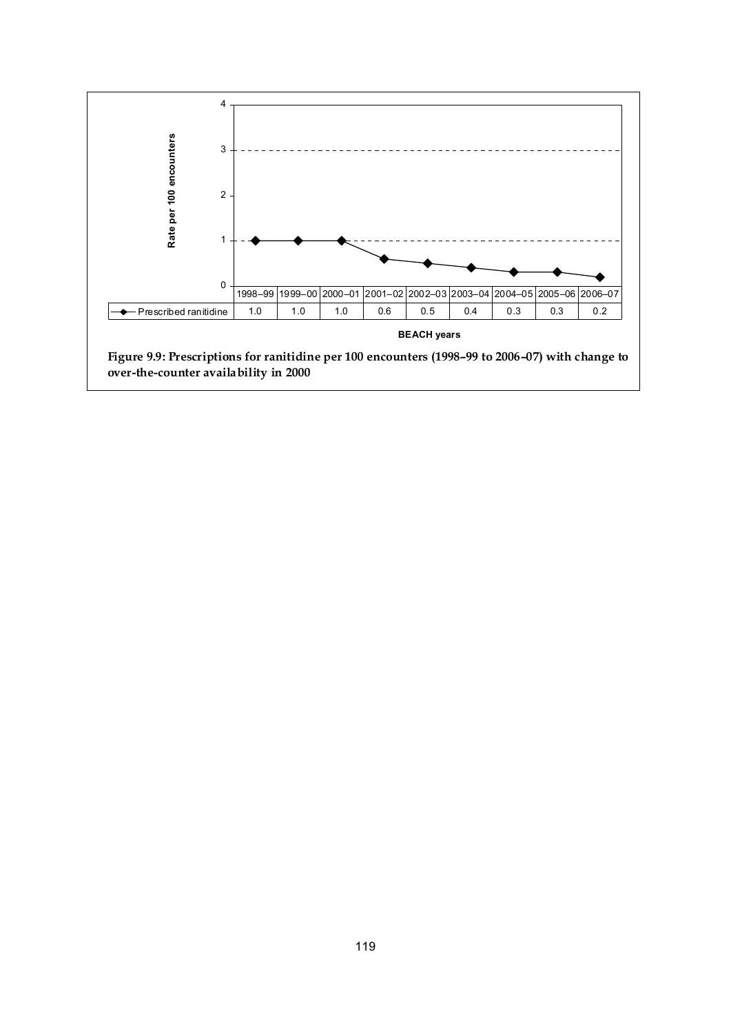| | 1998–99 | 1999–00 | 2000–01 | 2001–02 | 2002–03 | 2003–04 | 2004–05 | 2005–06 | 2006–07 |
|---|---|---|---|---|---|---|---|---|---|
| Prescribed ranitidine | 1.0 | 1.0 | 1.0 | 0.6 | 0.5 | 0.4 | 0.3 | 0.3 | 0.2 |

**Figure 9.9: Prescriptions for ranitidine per 100 encounters (1998–99 to 2006–07) with change to over-the-counter availability in 2000**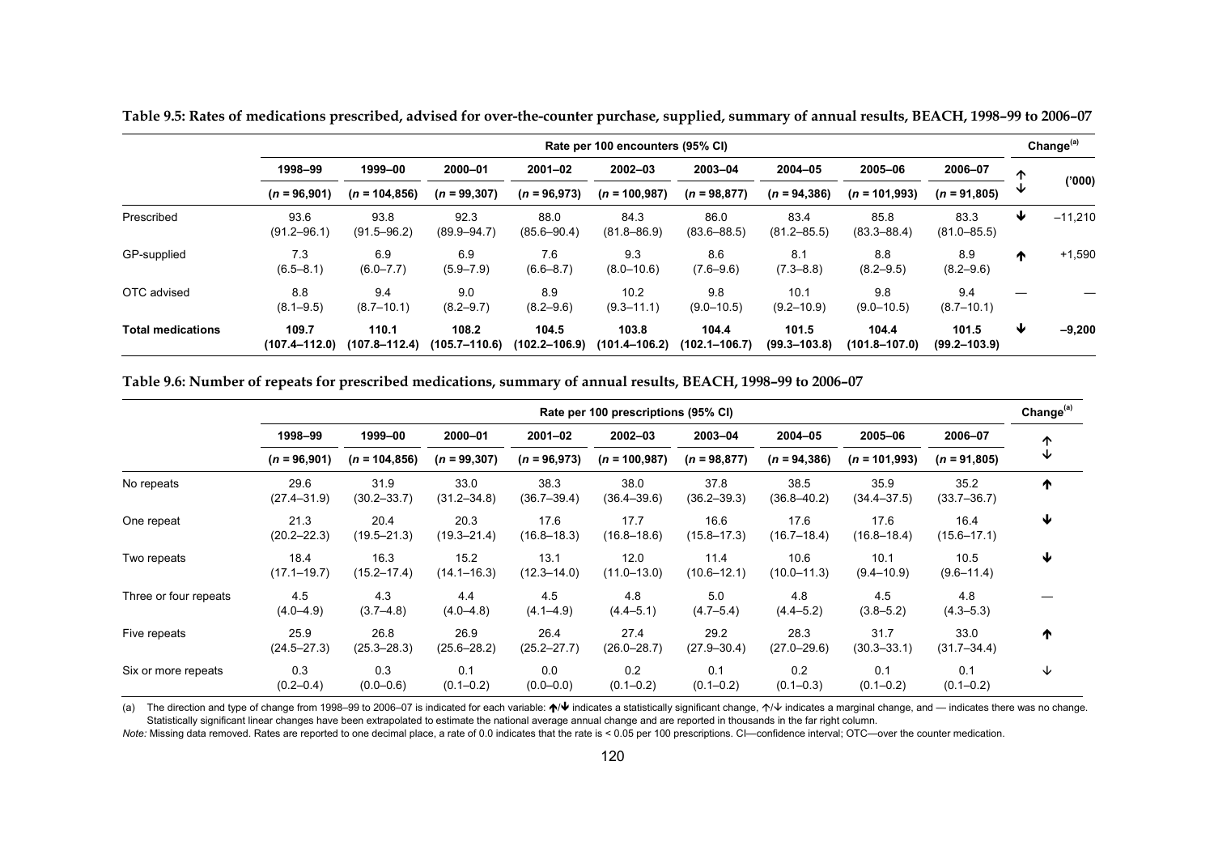**Table 9.5: Rates of medications prescribed, advised for over-the-counter purchase, supplied, summary of annual results, BEACH, 1998–99 to 2006–07**

| | Rate per 100 encounters (95% CI) | | | | | | | | | Change[(a)] | |
|---|---|---|---|---|---|---|---|---|---|---|---|
| | 1998–99 | 1999–00 | 2000–01 | 2001–02 | 2002–03 | 2003–04 | 2004–05 | 2005–06 | 2006–07 | ↑↓ | ('000) |
| | (*n* = 96,901) | (*n* = 104,856) | (*n* = 99,307) | (*n* = 96,973) | (*n* = 100,987) | (*n* = 98,877) | (*n* = 94,386) | (*n* = 101,993) | (*n* = 91,805) | | |
| Prescribed | 93.6 (91.2–96.1) | 93.8 (91.5–96.2) | 92.3 (89.9–94.7) | 88.0 (85.6–90.4) | 84.3 (81.8–86.9) | 86.0 (83.6–88.5) | 83.4 (81.2–85.5) | 85.8 (83.3–88.4) | 83.3 (81.0–85.5) | ↓ | –11,210 |
| GP-supplied | 7.3 (6.5–8.1) | 6.9 (6.0–7.7) | 6.9 (5.9–7.9) | 7.6 (6.6–8.7) | 9.3 (8.0–10.6) | 8.6 (7.6–9.6) | 8.1 (7.3–8.8) | 8.8 (8.2–9.5) | 8.9 (8.2–9.6) | ↑ | +1,590 |
| OTC advised | 8.8 (8.1–9.5) | 9.4 (8.7–10.1) | 9.0 (8.2–9.7) | 8.9 (8.2–9.6) | 10.2 (9.3–11.1) | 9.8 (9.0–10.5) | 10.1 (9.2–10.9) | 9.8 (9.0–10.5) | 9.4 (8.7–10.1) | — | — |
| **Total medications** | **109.7 (107.4–112.0)** | **110.1 (107.8–112.4)** | **108.2 (105.7–110.6)** | **104.5 (102.2–106.9)** | **103.8 (101.4–106.2)** | **104.4 (102.1–106.7)** | **101.5 (99.3–103.8)** | **104.4 (101.8–107.0)** | **101.5 (99.2–103.9)** | ↓ | **–9,200** |

**Table 9.6: Number of repeats for prescribed medications, summary of annual results, BEACH, 1998–99 to 2006–07**

| | Rate per 100 prescriptions (95% CI) | | | | | | | | | Change[(a)] |
|---|---|---|---|---|---|---|---|---|---|---|
| | 1998–99 | 1999–00 | 2000–01 | 2001–02 | 2002–03 | 2003–04 | 2004–05 | 2005–06 | 2006–07 | ↑↓ |
| | (*n* = 96,901) | (*n* = 104,856) | (*n* = 99,307) | (*n* = 96,973) | (*n* = 100,987) | (*n* = 98,877) | (*n* = 94,386) | (*n* = 101,993) | (*n* = 91,805) | |
| No repeats | 29.6 (27.4–31.9) | 31.9 (30.2–33.7) | 33.0 (31.2–34.8) | 38.3 (36.7–39.4) | 38.0 (36.4–39.6) | 37.8 (36.2–39.3) | 38.5 (36.8–40.2) | 35.9 (34.4–37.5) | 35.2 (33.7–36.7) | ↑ |
| One repeat | 21.3 (20.2–22.3) | 20.4 (19.5–21.3) | 20.3 (19.3–21.4) | 17.6 (16.8–18.3) | 17.7 (16.8–18.6) | 16.6 (15.8–17.3) | 17.6 (16.7–18.4) | 17.6 (16.8–18.4) | 16.4 (15.6–17.1) | ↓ |
| Two repeats | 18.4 (17.1–19.7) | 16.3 (15.2–17.4) | 15.2 (14.1–16.3) | 13.1 (12.3–14.0) | 12.0 (11.0–13.0) | 11.4 (10.6–12.1) | 10.6 (10.0–11.3) | 10.1 (9.4–10.9) | 10.5 (9.6–11.4) | ↓ |
| Three or four repeats | 4.5 (4.0–4.9) | 4.3 (3.7–4.8) | 4.4 (4.0–4.8) | 4.5 (4.1–4.9) | 4.8 (4.4–5.1) | 5.0 (4.7–5.4) | 4.8 (4.4–5.2) | 4.5 (3.8–5.2) | 4.8 (4.3–5.3) | — |
| Five repeats | 25.9 (24.5–27.3) | 26.8 (25.3–28.3) | 26.9 (25.6–28.2) | 26.4 (25.2–27.7) | 27.4 (26.0–28.7) | 29.2 (27.9–30.4) | 28.3 (27.0–29.6) | 31.7 (30.3–33.1) | 33.0 (31.7–34.4) | ↑ |
| Six or more repeats | 0.3 (0.2–0.4) | 0.3 (0.0–0.6) | 0.1 (0.1–0.2) | 0.0 (0.0–0.0) | 0.2 (0.1–0.2) | 0.1 (0.1–0.2) | 0.2 (0.1–0.3) | 0.1 (0.1–0.2) | 0.1 (0.1–0.2) | ↓ |

(a) The direction and type of change from 1998–99 to 2006–07 is indicated for each variable: **↑**/**↓** indicates a statistically significant change, ↑/↓ indicates a marginal change, and — indicates there was no change. Statistically significant linear changes have been extrapolated to estimate the national average annual change and are reported in thousands in the far right column.

*Note:* Missing data removed. Rates are reported to one decimal place, a rate of 0.0 indicates that the rate is < 0.05 per 100 prescriptions. CI—confidence interval; OTC—over the counter medication.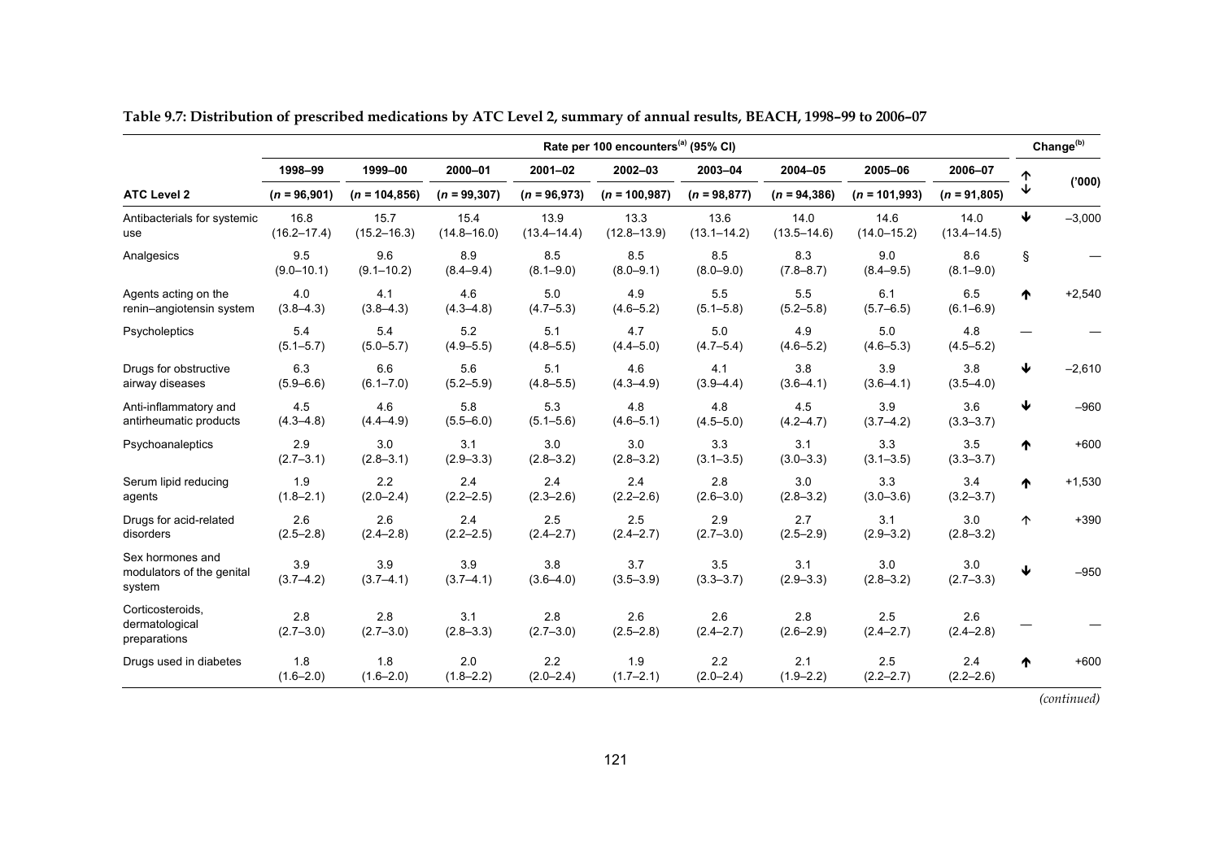**Table 9.7: Distribution of prescribed medications by ATC Level 2, summary of annual results, BEACH, 1998–99 to 2006–07**

| | Rate per 100 encounters[(a)] (95% CI) | | | | | | | | | Change[(b)] | |
|---|---|---|---|---|---|---|---|---|---|---|---|
| | 1998–99 | 1999–00 | 2000–01 | 2001–02 | 2002–03 | 2003–04 | 2004–05 | 2005–06 | 2006–07 | ↑↓ | ('000) |
| **ATC Level 2** | (*n* = 96,901) | (*n* = 104,856) | (*n* = 99,307) | (*n* = 96,973) | (*n* = 100,987) | (*n* = 98,877) | (*n* = 94,386) | (*n* = 101,993) | (*n* = 91,805) | | |
| Antibacterials for systemic use | 16.8 (16.2–17.4) | 15.7 (15.2–16.3) | 15.4 (14.8–16.0) | 13.9 (13.4–14.4) | 13.3 (12.8–13.9) | 13.6 (13.1–14.2) | 14.0 (13.5–14.6) | 14.6 (14.0–15.2) | 14.0 (13.4–14.5) | ↓ | –3,000 |
| Analgesics | 9.5 (9.0–10.1) | 9.6 (9.1–10.2) | 8.9 (8.4–9.4) | 8.5 (8.1–9.0) | 8.5 (8.0–9.1) | 8.5 (8.0–9.0) | 8.3 (7.8–8.7) | 9.0 (8.4–9.5) | 8.6 (8.1–9.0) | § | — |
| Agents acting on the renin–angiotensin system | 4.0 (3.8–4.3) | 4.1 (3.8–4.3) | 4.6 (4.3–4.8) | 5.0 (4.7–5.3) | 4.9 (4.6–5.2) | 5.5 (5.1–5.8) | 5.5 (5.2–5.8) | 6.1 (5.7–6.5) | 6.5 (6.1–6.9) | ↑ | +2,540 |
| Psycholeptics | 5.4 (5.1–5.7) | 5.4 (5.0–5.7) | 5.2 (4.9–5.5) | 5.1 (4.8–5.5) | 4.7 (4.4–5.0) | 5.0 (4.7–5.4) | 4.9 (4.6–5.2) | 5.0 (4.6–5.3) | 4.8 (4.5–5.2) | — | — |
| Drugs for obstructive airway diseases | 6.3 (5.9–6.6) | 6.6 (6.1–7.0) | 5.6 (5.2–5.9) | 5.1 (4.8–5.5) | 4.6 (4.3–4.9) | 4.1 (3.9–4.4) | 3.8 (3.6–4.1) | 3.9 (3.6–4.1) | 3.8 (3.5–4.0) | ↓ | –2,610 |
| Anti-inflammatory and antirheumatic products | 4.5 (4.3–4.8) | 4.6 (4.4–4.9) | 5.8 (5.5–6.0) | 5.3 (5.1–5.6) | 4.8 (4.6–5.1) | 4.8 (4.5–5.0) | 4.5 (4.2–4.7) | 3.9 (3.7–4.2) | 3.6 (3.3–3.7) | ↓ | –960 |
| Psychoanaleptics | 2.9 (2.7–3.1) | 3.0 (2.8–3.1) | 3.1 (2.9–3.3) | 3.0 (2.8–3.2) | 3.0 (2.8–3.2) | 3.3 (3.1–3.5) | 3.1 (3.0–3.3) | 3.3 (3.1–3.5) | 3.5 (3.3–3.7) | ↑ | +600 |
| Serum lipid reducing agents | 1.9 (1.8–2.1) | 2.2 (2.0–2.4) | 2.4 (2.2–2.5) | 2.4 (2.3–2.6) | 2.4 (2.2–2.6) | 2.8 (2.6–3.0) | 3.0 (2.8–3.2) | 3.3 (3.0–3.6) | 3.4 (3.2–3.7) | ↑ | +1,530 |
| Drugs for acid-related disorders | 2.6 (2.5–2.8) | 2.6 (2.4–2.8) | 2.4 (2.2–2.5) | 2.5 (2.4–2.7) | 2.5 (2.4–2.7) | 2.9 (2.7–3.0) | 2.7 (2.5–2.9) | 3.1 (2.9–3.2) | 3.0 (2.8–3.2) | ↑ | +390 |
| Sex hormones and modulators of the genital system | 3.9 (3.7–4.2) | 3.9 (3.7–4.1) | 3.9 (3.7–4.1) | 3.8 (3.6–4.0) | 3.7 (3.5–3.9) | 3.5 (3.3–3.7) | 3.1 (2.9–3.3) | 3.0 (2.8–3.2) | 3.0 (2.7–3.3) | ↓ | –950 |
| Corticosteroids, dermatological preparations | 2.8 (2.7–3.0) | 2.8 (2.7–3.0) | 3.1 (2.8–3.3) | 2.8 (2.7–3.0) | 2.6 (2.5–2.8) | 2.6 (2.4–2.7) | 2.8 (2.6–2.9) | 2.5 (2.4–2.7) | 2.6 (2.4–2.8) | — | — |
| Drugs used in diabetes | 1.8 (1.6–2.0) | 1.8 (1.6–2.0) | 2.0 (1.8–2.2) | 2.2 (2.0–2.4) | 1.9 (1.7–2.1) | 2.2 (2.0–2.4) | 2.1 (1.9–2.2) | 2.5 (2.2–2.7) | 2.4 (2.2–2.6) | ↑ | +600 |

*(continued)*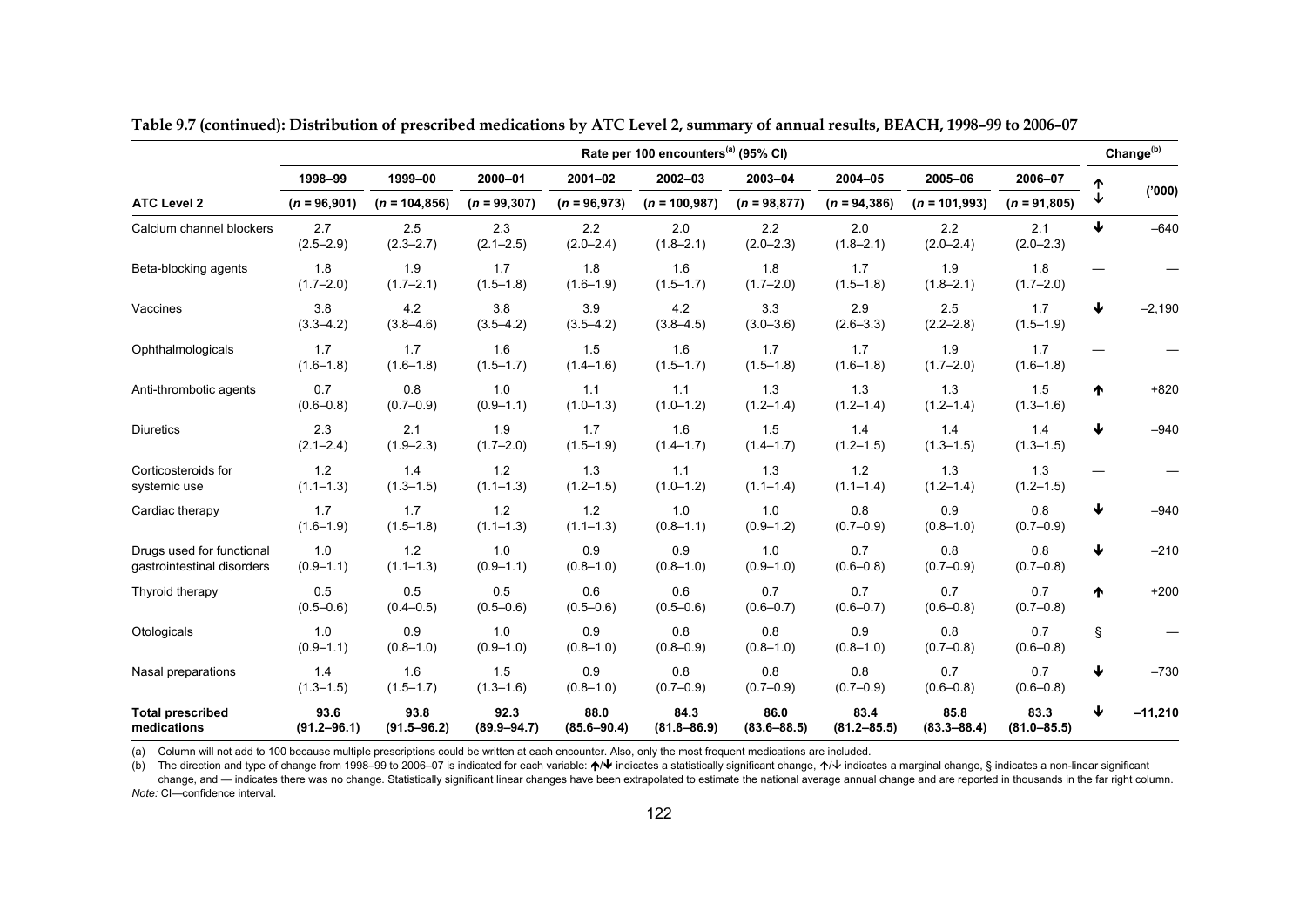**Table 9.7 (continued): Distribution of prescribed medications by ATC Level 2, summary of annual results, BEACH, 1998–99 to 2006–07**

| | Rate per 100 encounters[(a)] (95% CI) | | | | | | | | | Change[(b)] | |
|---|---|---|---|---|---|---|---|---|---|---|---|
| | 1998–99 | 1999–00 | 2000–01 | 2001–02 | 2002–03 | 2003–04 | 2004–05 | 2005–06 | 2006–07 | ↑ | ('000) |
| **ATC Level 2** | (*n* = 96,901) | (*n* = 104,856) | (*n* = 99,307) | (*n* = 96,973) | (*n* = 100,987) | (*n* = 98,877) | (*n* = 94,386) | (*n* = 101,993) | (*n* = 91,805) | ↓ | |
| Calcium channel blockers | 2.7 (2.5–2.9) | 2.5 (2.3–2.7) | 2.3 (2.1–2.5) | 2.2 (2.0–2.4) | 2.0 (1.8–2.1) | 2.2 (2.0–2.3) | 2.0 (1.8–2.1) | 2.2 (2.0–2.4) | 2.1 (2.0–2.3) | ↓ | –640 |
| Beta-blocking agents | 1.8 (1.7–2.0) | 1.9 (1.7–2.1) | 1.7 (1.5–1.8) | 1.8 (1.6–1.9) | 1.6 (1.5–1.7) | 1.8 (1.7–2.0) | 1.7 (1.5–1.8) | 1.9 (1.8–2.1) | 1.8 (1.7–2.0) | — | — |
| Vaccines | 3.8 (3.3–4.2) | 4.2 (3.8–4.6) | 3.8 (3.5–4.2) | 3.9 (3.5–4.2) | 4.2 (3.8–4.5) | 3.3 (3.0–3.6) | 2.9 (2.6–3.3) | 2.5 (2.2–2.8) | 1.7 (1.5–1.9) | ↓ | –2,190 |
| Ophthalmologicals | 1.7 (1.6–1.8) | 1.7 (1.6–1.8) | 1.6 (1.5–1.7) | 1.5 (1.4–1.6) | 1.6 (1.5–1.7) | 1.7 (1.5–1.8) | 1.7 (1.6–1.8) | 1.9 (1.7–2.0) | 1.7 (1.6–1.8) | — | — |
| Anti-thrombotic agents | 0.7 (0.6–0.8) | 0.8 (0.7–0.9) | 1.0 (0.9–1.1) | 1.1 (1.0–1.3) | 1.1 (1.0–1.2) | 1.3 (1.2–1.4) | 1.3 (1.2–1.4) | 1.3 (1.2–1.4) | 1.5 (1.3–1.6) | ↑ | +820 |
| Diuretics | 2.3 (2.1–2.4) | 2.1 (1.9–2.3) | 1.9 (1.7–2.0) | 1.7 (1.5–1.9) | 1.6 (1.4–1.7) | 1.5 (1.4–1.7) | 1.4 (1.2–1.5) | 1.4 (1.3–1.5) | 1.4 (1.3–1.5) | ↓ | –940 |
| Corticosteroids for systemic use | 1.2 (1.1–1.3) | 1.4 (1.3–1.5) | 1.2 (1.1–1.3) | 1.3 (1.2–1.5) | 1.1 (1.0–1.2) | 1.3 (1.1–1.4) | 1.2 (1.1–1.4) | 1.3 (1.2–1.4) | 1.3 (1.2–1.5) | — | — |
| Cardiac therapy | 1.7 (1.6–1.9) | 1.7 (1.5–1.8) | 1.2 (1.1–1.3) | 1.2 (1.1–1.3) | 1.0 (0.8–1.1) | 1.0 (0.9–1.2) | 0.8 (0.7–0.9) | 0.9 (0.8–1.0) | 0.8 (0.7–0.9) | ↓ | –940 |
| Drugs used for functional gastrointestinal disorders | 1.0 (0.9–1.1) | 1.2 (1.1–1.3) | 1.0 (0.9–1.1) | 0.9 (0.8–1.0) | 0.9 (0.8–1.0) | 1.0 (0.9–1.0) | 0.7 (0.6–0.8) | 0.8 (0.7–0.9) | 0.8 (0.7–0.8) | ↓ | –210 |
| Thyroid therapy | 0.5 (0.5–0.6) | 0.5 (0.4–0.5) | 0.5 (0.5–0.6) | 0.6 (0.5–0.6) | 0.6 (0.5–0.6) | 0.7 (0.6–0.7) | 0.7 (0.6–0.7) | 0.7 (0.6–0.8) | 0.7 (0.7–0.8) | ↑ | +200 |
| Otologicals | 1.0 (0.9–1.1) | 0.9 (0.8–1.0) | 1.0 (0.9–1.0) | 0.9 (0.8–1.0) | 0.8 (0.8–0.9) | 0.8 (0.8–1.0) | 0.9 (0.8–1.0) | 0.8 (0.7–0.8) | 0.7 (0.6–0.8) | § | — |
| Nasal preparations | 1.4 (1.3–1.5) | 1.6 (1.5–1.7) | 1.5 (1.3–1.6) | 0.9 (0.8–1.0) | 0.8 (0.7–0.9) | 0.8 (0.7–0.9) | 0.8 (0.7–0.9) | 0.7 (0.6–0.8) | 0.7 (0.6–0.8) | ↓ | –730 |
| **Total prescribed medications** | **93.6 (91.2–96.1)** | **93.8 (91.5–96.2)** | **92.3 (89.9–94.7)** | **88.0 (85.6–90.4)** | **84.3 (81.8–86.9)** | **86.0 (83.6–88.5)** | **83.4 (81.2–85.5)** | **85.8 (83.3–88.4)** | **83.3 (81.0–85.5)** | **↓** | **–11,210** |

(a) Column will not add to 100 because multiple prescriptions could be written at each encounter. Also, only the most frequent medications are included.

(b) The direction and type of change from 1998–99 to 2006–07 is indicated for each variable: ↑/↓ indicates a statistically significant change, ↑/↓ indicates a marginal change, § indicates a non-linear significant change, and — indicates there was no change. Statistically significant linear changes have been extrapolated to estimate the national average annual change and are reported in thousands in the far right column.

*Note:* CI—confidence interval.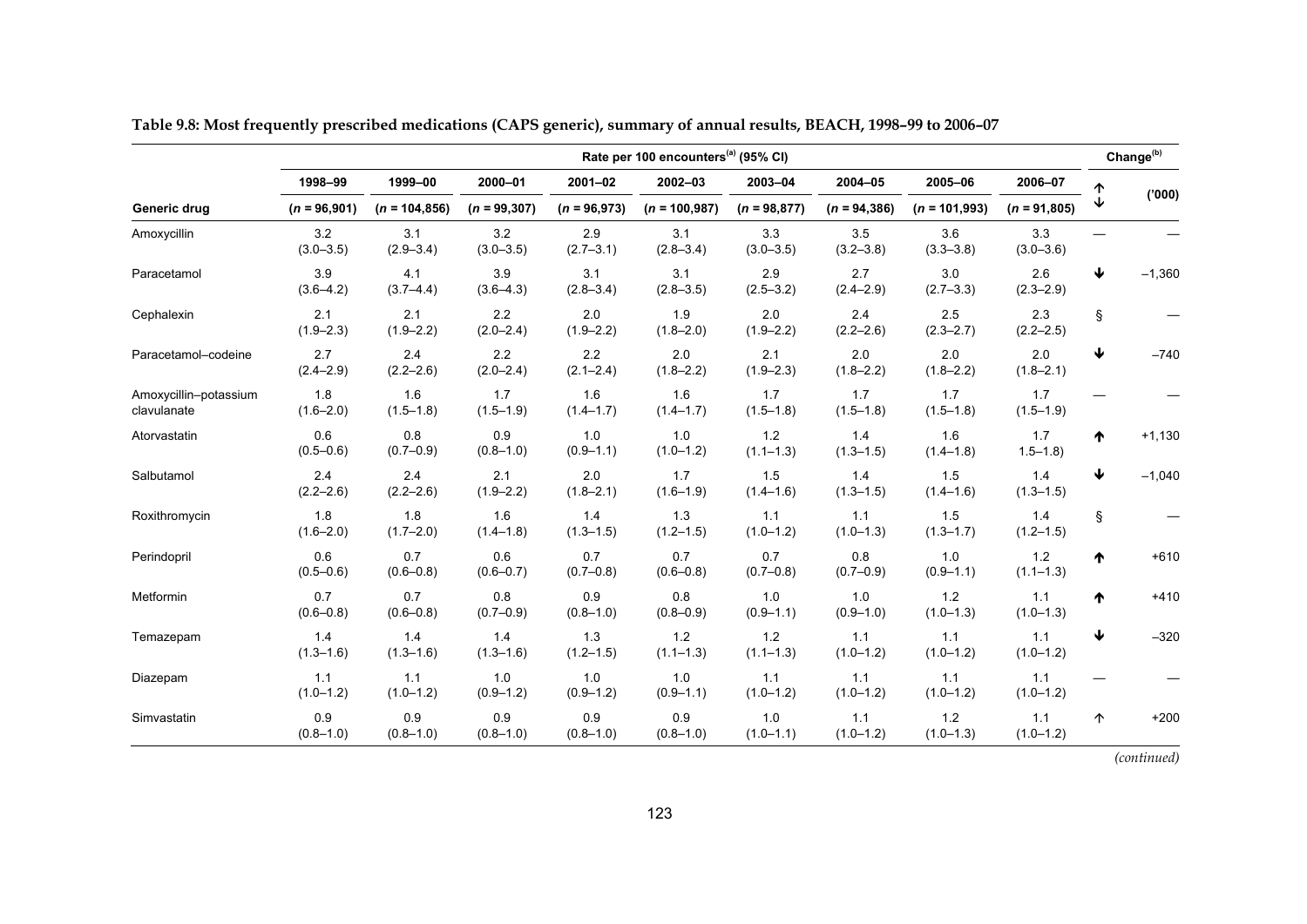**Table 9.8: Most frequently prescribed medications (CAPS generic), summary of annual results, BEACH, 1998–99 to 2006–07**

| | Rate per 100 encounters[(a)] (95% CI) | | | | | | | | | Change[(b)] | |
|---|---|---|---|---|---|---|---|---|---|---|---|
| | 1998–99 | 1999–00 | 2000–01 | 2001–02 | 2002–03 | 2003–04 | 2004–05 | 2005–06 | 2006–07 | ↑↓ | ('000) |
| Generic drug | (*n* = 96,901) | (*n* = 104,856) | (*n* = 99,307) | (*n* = 96,973) | (*n* = 100,987) | (*n* = 98,877) | (*n* = 94,386) | (*n* = 101,993) | (*n* = 91,805) | | |
| Amoxycillin | 3.2 (3.0–3.5) | 3.1 (2.9–3.4) | 3.2 (3.0–3.5) | 2.9 (2.7–3.1) | 3.1 (2.8–3.4) | 3.3 (3.0–3.5) | 3.5 (3.2–3.8) | 3.6 (3.3–3.8) | 3.3 (3.0–3.6) | — | — |
| Paracetamol | 3.9 (3.6–4.2) | 4.1 (3.7–4.4) | 3.9 (3.6–4.3) | 3.1 (2.8–3.4) | 3.1 (2.8–3.5) | 2.9 (2.5–3.2) | 2.7 (2.4–2.9) | 3.0 (2.7–3.3) | 2.6 (2.3–2.9) | ↓ | –1,360 |
| Cephalexin | 2.1 (1.9–2.3) | 2.1 (1.9–2.2) | 2.2 (2.0–2.4) | 2.0 (1.9–2.2) | 1.9 (1.8–2.0) | 2.0 (1.9–2.2) | 2.4 (2.2–2.6) | 2.5 (2.3–2.7) | 2.3 (2.2–2.5) | § | — |
| Paracetamol–codeine | 2.7 (2.4–2.9) | 2.4 (2.2–2.6) | 2.2 (2.0–2.4) | 2.2 (2.1–2.4) | 2.0 (1.8–2.2) | 2.1 (1.9–2.3) | 2.0 (1.8–2.2) | 2.0 (1.8–2.2) | 2.0 (1.8–2.1) | ↓ | –740 |
| Amoxycillin–potassium clavulanate | 1.8 (1.6–2.0) | 1.6 (1.5–1.8) | 1.7 (1.5–1.9) | 1.6 (1.4–1.7) | 1.6 (1.4–1.7) | 1.7 (1.5–1.8) | 1.7 (1.5–1.8) | 1.7 (1.5–1.8) | 1.7 (1.5–1.9) | — | — |
| Atorvastatin | 0.6 (0.5–0.6) | 0.8 (0.7–0.9) | 0.9 (0.8–1.0) | 1.0 (0.9–1.1) | 1.0 (1.0–1.2) | 1.2 (1.1–1.3) | 1.4 (1.3–1.5) | 1.6 (1.4–1.8) | 1.7 1.5–1.8) | ↑ | +1,130 |
| Salbutamol | 2.4 (2.2–2.6) | 2.4 (2.2–2.6) | 2.1 (1.9–2.2) | 2.0 (1.8–2.1) | 1.7 (1.6–1.9) | 1.5 (1.4–1.6) | 1.4 (1.3–1.5) | 1.5 (1.4–1.6) | 1.4 (1.3–1.5) | ↓ | –1,040 |
| Roxithromycin | 1.8 (1.6–2.0) | 1.8 (1.7–2.0) | 1.6 (1.4–1.8) | 1.4 (1.3–1.5) | 1.3 (1.2–1.5) | 1.1 (1.0–1.2) | 1.1 (1.0–1.3) | 1.5 (1.3–1.7) | 1.4 (1.2–1.5) | § | — |
| Perindopril | 0.6 (0.5–0.6) | 0.7 (0.6–0.8) | 0.6 (0.6–0.7) | 0.7 (0.7–0.8) | 0.7 (0.6–0.8) | 0.7 (0.7–0.8) | 0.8 (0.7–0.9) | 1.0 (0.9–1.1) | 1.2 (1.1–1.3) | ↑ | +610 |
| Metformin | 0.7 (0.6–0.8) | 0.7 (0.6–0.8) | 0.8 (0.7–0.9) | 0.9 (0.8–1.0) | 0.8 (0.8–0.9) | 1.0 (0.9–1.1) | 1.0 (0.9–1.0) | 1.2 (1.0–1.3) | 1.1 (1.0–1.3) | ↑ | +410 |
| Temazepam | 1.4 (1.3–1.6) | 1.4 (1.3–1.6) | 1.4 (1.3–1.6) | 1.3 (1.2–1.5) | 1.2 (1.1–1.3) | 1.2 (1.1–1.3) | 1.1 (1.0–1.2) | 1.1 (1.0–1.2) | 1.1 (1.0–1.2) | ↓ | –320 |
| Diazepam | 1.1 (1.0–1.2) | 1.1 (1.0–1.2) | 1.0 (0.9–1.2) | 1.0 (0.9–1.2) | 1.0 (0.9–1.1) | 1.1 (1.0–1.2) | 1.1 (1.0–1.2) | 1.1 (1.0–1.2) | 1.1 (1.0–1.2) | — | — |
| Simvastatin | 0.9 (0.8–1.0) | 0.9 (0.8–1.0) | 0.9 (0.8–1.0) | 0.9 (0.8–1.0) | 0.9 (0.8–1.0) | 1.0 (1.0–1.1) | 1.1 (1.0–1.2) | 1.2 (1.0–1.3) | 1.1 (1.0–1.2) | ↑ | +200 |

*(continued)*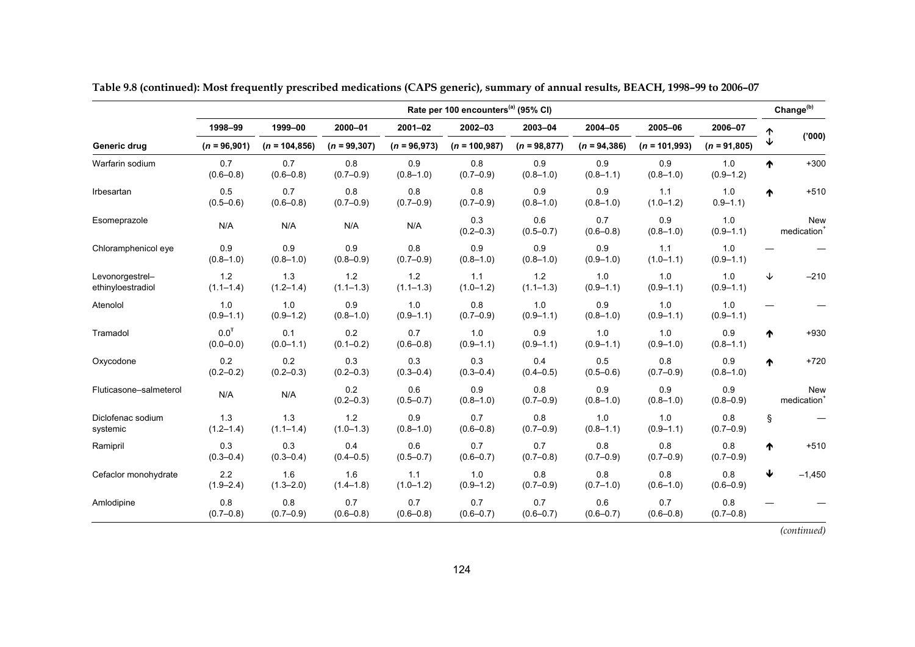**Table 9.8 (continued): Most frequently prescribed medications (CAPS generic), summary of annual results, BEACH, 1998–99 to 2006–07**

| | Rate per 100 encounters[(a)] (95% CI) | | | | | | | | | Change[(b)] | |
|---|---|---|---|---|---|---|---|---|---|---|---|
| | 1998–99 | 1999–00 | 2000–01 | 2001–02 | 2002–03 | 2003–04 | 2004–05 | 2005–06 | 2006–07 | ↑ ↓ | ('000) |
| **Generic drug** | (*n* = 96,901) | (*n* = 104,856) | (*n* = 99,307) | (*n* = 96,973) | (*n* = 100,987) | (*n* = 98,877) | (*n* = 94,386) | (*n* = 101,993) | (*n* = 91,805) | | |
| Warfarin sodium | 0.7 (0.6–0.8) | 0.7 (0.6–0.8) | 0.8 (0.7–0.9) | 0.9 (0.8–1.0) | 0.8 (0.7–0.9) | 0.9 (0.8–1.0) | 0.9 (0.8–1.1) | 0.9 (0.8–1.0) | 1.0 (0.9–1.2) | ↑ | +300 |
| Irbesartan | 0.5 (0.5–0.6) | 0.7 (0.6–0.8) | 0.8 (0.7–0.9) | 0.8 (0.7–0.9) | 0.8 (0.7–0.9) | 0.9 (0.8–1.0) | 0.9 (0.8–1.0) | 1.1 (1.0–1.2) | 1.0 0.9–1.1) | ↑ | +510 |
| Esomeprazole | N/A | N/A | N/A | N/A | 0.3 (0.2–0.3) | 0.6 (0.5–0.7) | 0.7 (0.6–0.8) | 0.9 (0.8–1.0) | 1.0 (0.9–1.1) | | New medication[+] |
| Chloramphenicol eye | 0.9 (0.8–1.0) | 0.9 (0.8–1.0) | 0.9 (0.8–0.9) | 0.8 (0.7–0.9) | 0.9 (0.8–1.0) | 0.9 (0.8–1.0) | 0.9 (0.9–1.0) | 1.1 (1.0–1.1) | 1.0 (0.9–1.1) | — | — |
| Levonorgestrel–ethinyloestradiol | 1.2 (1.1–1.4) | 1.3 (1.2–1.4) | 1.2 (1.1–1.3) | 1.2 (1.1–1.3) | 1.1 (1.0–1.2) | 1.2 (1.1–1.3) | 1.0 (0.9–1.1) | 1.0 (0.9–1.1) | 1.0 (0.9–1.1) | ↓ | –210 |
| Atenolol | 1.0 (0.9–1.1) | 1.0 (0.9–1.2) | 0.9 (0.8–1.0) | 1.0 (0.9–1.1) | 0.8 (0.7–0.9) | 1.0 (0.9–1.1) | 0.9 (0.8–1.0) | 1.0 (0.9–1.1) | 1.0 (0.9–1.1) | — | — |
| Tramadol | 0.0[Ŧ] (0.0–0.0) | 0.1 (0.0–1.1) | 0.2 (0.1–0.2) | 0.7 (0.6–0.8) | 1.0 (0.9–1.1) | 0.9 (0.9–1.1) | 1.0 (0.9–1.1) | 1.0 (0.9–1.0) | 0.9 (0.8–1.1) | ↑ | +930 |
| Oxycodone | 0.2 (0.2–0.2) | 0.2 (0.2–0.3) | 0.3 (0.2–0.3) | 0.3 (0.3–0.4) | 0.3 (0.3–0.4) | 0.4 (0.4–0.5) | 0.5 (0.5–0.6) | 0.8 (0.7–0.9) | 0.9 (0.8–1.0) | ↑ | +720 |
| Fluticasone–salmeterol | N/A | N/A | 0.2 (0.2–0.3) | 0.6 (0.5–0.7) | 0.9 (0.8–1.0) | 0.8 (0.7–0.9) | 0.9 (0.8–1.0) | 0.9 (0.8–1.0) | 0.9 (0.8–0.9) | | New medication[+] |
| Diclofenac sodium systemic | 1.3 (1.2–1.4) | 1.3 (1.1–1.4) | 1.2 (1.0–1.3) | 0.9 (0.8–1.0) | 0.7 (0.6–0.8) | 0.8 (0.7–0.9) | 1.0 (0.8–1.1) | 1.0 (0.9–1.1) | 0.8 (0.7–0.9) | § | — |
| Ramipril | 0.3 (0.3–0.4) | 0.3 (0.3–0.4) | 0.4 (0.4–0.5) | 0.6 (0.5–0.7) | 0.7 (0.6–0.7) | 0.7 (0.7–0.8) | 0.8 (0.7–0.9) | 0.8 (0.7–0.9) | 0.8 (0.7–0.9) | ↑ | +510 |
| Cefaclor monohydrate | 2.2 (1.9–2.4) | 1.6 (1.3–2.0) | 1.6 (1.4–1.8) | 1.1 (1.0–1.2) | 1.0 (0.9–1.2) | 0.8 (0.7–0.9) | 0.8 (0.7–1.0) | 0.8 (0.6–1.0) | 0.8 (0.6–0.9) | ↓ | –1,450 |
| Amlodipine | 0.8 (0.7–0.8) | 0.8 (0.7–0.9) | 0.7 (0.6–0.8) | 0.7 (0.6–0.8) | 0.7 (0.6–0.7) | 0.7 (0.6–0.7) | 0.6 (0.6–0.7) | 0.7 (0.6–0.8) | 0.8 (0.7–0.8) | — | — |

*(continued)*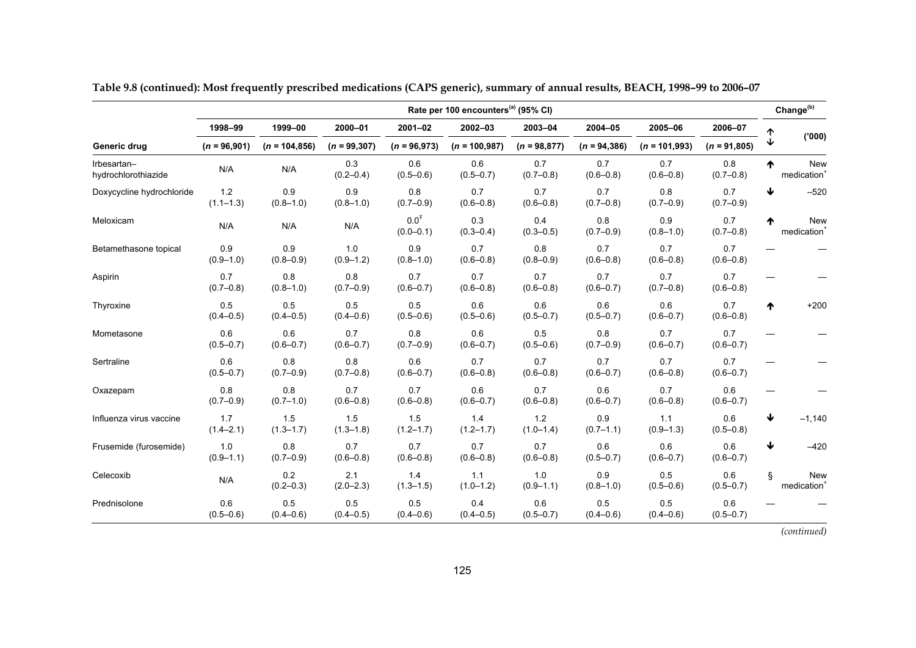**Table 9.8 (continued): Most frequently prescribed medications (CAPS generic), summary of annual results, BEACH, 1998–99 to 2006–07**

| | Rate per 100 encounters[(a)] (95% CI) | | | | | | | | | Change[(b)] | |
|---|---|---|---|---|---|---|---|---|---|---|---|
| | 1998–99 | 1999–00 | 2000–01 | 2001–02 | 2002–03 | 2003–04 | 2004–05 | 2005–06 | 2006–07 | ↑ ↓ | ('000) |
| **Generic drug** | **(*n* = 96,901)** | **(*n* = 104,856)** | **(*n* = 99,307)** | **(*n* = 96,973)** | **(*n* = 100,987)** | **(*n* = 98,877)** | **(*n* = 94,386)** | **(*n* = 101,993)** | **(*n* = 91,805)** | | |
| Irbesartan–hydrochlorothiazide | N/A | N/A | 0.3 (0.2–0.4) | 0.6 (0.5–0.6) | 0.6 (0.5–0.7) | 0.7 (0.7–0.8) | 0.7 (0.7–0.8) | 0.7 (0.6–0.8) | 0.8 (0.7–0.8) | ↑ | New medication[+] |
| Doxycycline hydrochloride | 1.2 (1.1–1.3) | 0.9 (0.8–1.0) | 0.9 (0.8–1.0) | 0.8 (0.7–0.9) | 0.7 (0.6–0.8) | 0.7 (0.6–0.8) | 0.7 (0.7–0.8) | 0.8 (0.7–0.9) | 0.7 (0.7–0.9) | ↓ | –520 |
| Meloxicam | N/A | N/A | N/A | 0.0[Ŧ] (0.0–0.1) | 0.3 (0.3–0.4) | 0.4 (0.3–0.5) | 0.8 (0.7–0.9) | 0.9 (0.8–1.0) | 0.7 (0.7–0.8) | ↑ | New medication[+] |
| Betamethasone topical | 0.9 (0.9–1.0) | 0.9 (0.8–0.9) | 1.0 (0.9–1.2) | 0.9 (0.8–1.0) | 0.7 (0.6–0.8) | 0.8 (0.8–0.9) | 0.7 (0.6–0.8) | 0.7 (0.6–0.8) | 0.7 (0.6–0.8) | — | — |
| Aspirin | 0.7 (0.7–0.8) | 0.8 (0.8–1.0) | 0.8 (0.7–0.9) | 0.7 (0.6–0.7) | 0.7 (0.6–0.8) | 0.7 (0.6–0.8) | 0.7 (0.6–0.7) | 0.7 (0.7–0.8) | 0.7 (0.6–0.8) | — | — |
| Thyroxine | 0.5 (0.4–0.5) | 0.5 (0.4–0.5) | 0.5 (0.4–0.6) | 0.5 (0.5–0.6) | 0.6 (0.5–0.6) | 0.6 (0.5–0.7) | 0.6 (0.5–0.7) | 0.6 (0.6–0.7) | 0.7 (0.6–0.8) | ↑ | +200 |
| Mometasone | 0.6 (0.5–0.7) | 0.6 (0.6–0.7) | 0.7 (0.6–0.7) | 0.8 (0.7–0.9) | 0.6 (0.6–0.7) | 0.5 (0.5–0.6) | 0.8 (0.7–0.9) | 0.7 (0.6–0.7) | 0.7 (0.6–0.7) | — | — |
| Sertraline | 0.6 (0.5–0.7) | 0.8 (0.7–0.9) | 0.8 (0.7–0.8) | 0.6 (0.6–0.7) | 0.7 (0.6–0.8) | 0.7 (0.6–0.8) | 0.7 (0.6–0.7) | 0.7 (0.6–0.8) | 0.7 (0.6–0.7) | — | — |
| Oxazepam | 0.8 (0.7–0.9) | 0.8 (0.7–1.0) | 0.7 (0.6–0.8) | 0.7 (0.6–0.8) | 0.6 (0.6–0.7) | 0.7 (0.6–0.8) | 0.6 (0.6–0.7) | 0.7 (0.6–0.8) | 0.6 (0.6–0.7) | — | — |
| Influenza virus vaccine | 1.7 (1.4–2.1) | 1.5 (1.3–1.7) | 1.5 (1.3–1.8) | 1.5 (1.2–1.7) | 1.4 (1.2–1.7) | 1.2 (1.0–1.4) | 0.9 (0.7–1.1) | 1.1 (0.9–1.3) | 0.6 (0.5–0.8) | ↓ | –1,140 |
| Frusemide (furosemide) | 1.0 (0.9–1.1) | 0.8 (0.7–0.9) | 0.7 (0.6–0.8) | 0.7 (0.6–0.8) | 0.7 (0.6–0.8) | 0.7 (0.6–0.8) | 0.6 (0.5–0.7) | 0.6 (0.6–0.7) | 0.6 (0.6–0.7) | ↓ | –420 |
| Celecoxib | N/A | 0.2 (0.2–0.3) | 2.1 (2.0–2.3) | 1.4 (1.3–1.5) | 1.1 (1.0–1.2) | 1.0 (0.9–1.1) | 0.9 (0.8–1.0) | 0.5 (0.5–0.6) | 0.6 (0.5–0.7) | § | New medication[+] |
| Prednisolone | 0.6 (0.5–0.6) | 0.5 (0.4–0.6) | 0.5 (0.4–0.5) | 0.5 (0.4–0.6) | 0.4 (0.4–0.5) | 0.6 (0.5–0.7) | 0.5 (0.4–0.6) | 0.5 (0.4–0.6) | 0.6 (0.5–0.7) | — | — |

*(continued)*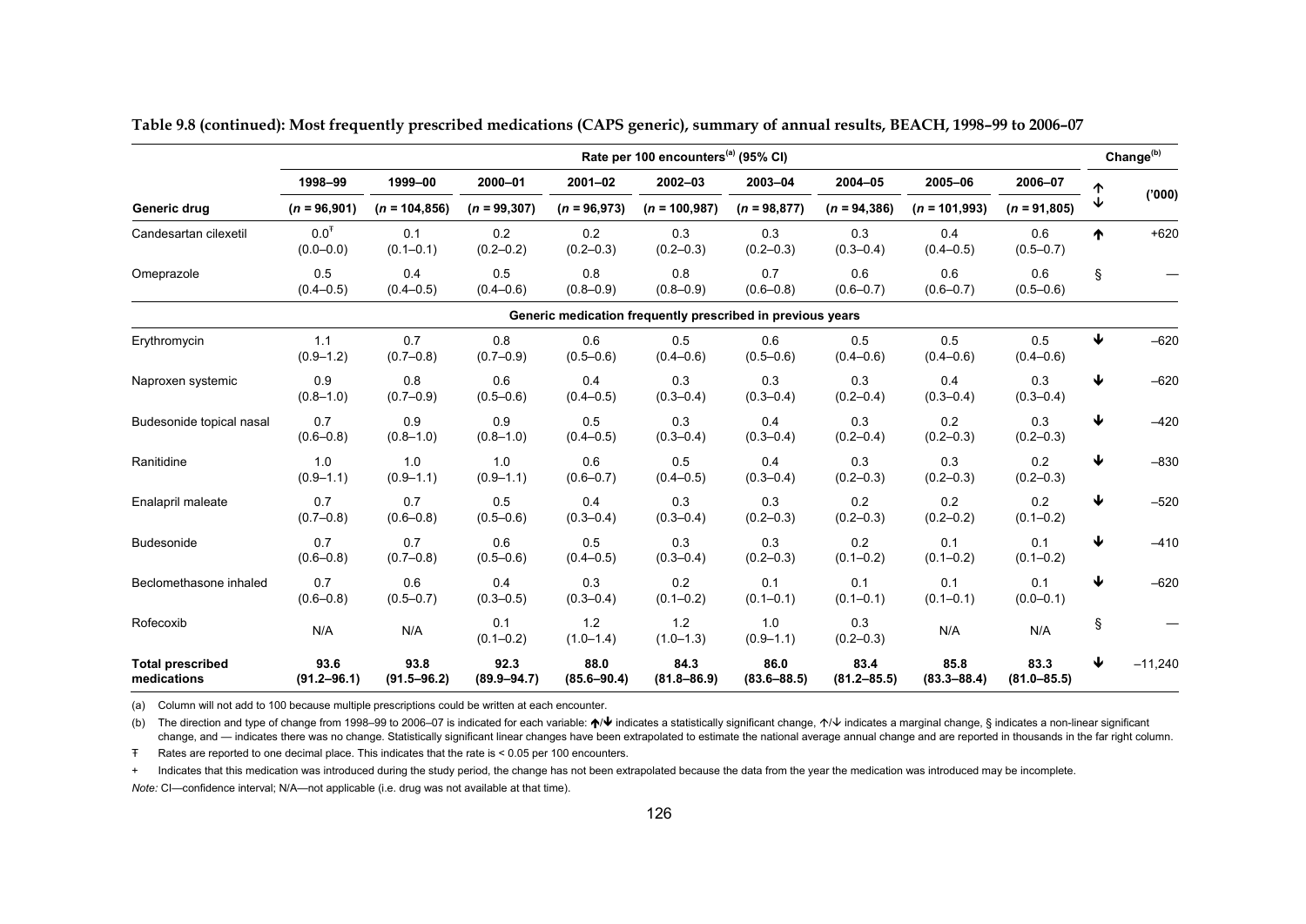**Table 9.8 (continued): Most frequently prescribed medications (CAPS generic), summary of annual results, BEACH, 1998–99 to 2006–07**

| | Rate per 100 encounters[(a)] (95% CI) | | | | | | | | | Change[(b)] | |
|---|---|---|---|---|---|---|---|---|---|---|---|
| | 1998–99 | 1999–00 | 2000–01 | 2001–02 | 2002–03 | 2003–04 | 2004–05 | 2005–06 | 2006–07 | ↑↓ | ('000) |
| **Generic drug** | (*n* = 96,901) | (*n* = 104,856) | (*n* = 99,307) | (*n* = 96,973) | (*n* = 100,987) | (*n* = 98,877) | (*n* = 94,386) | (*n* = 101,993) | (*n* = 91,805) | | |
| Candesartan cilexetil | 0.0[Ŧ] (0.0–0.0) | 0.1 (0.1–0.1) | 0.2 (0.2–0.2) | 0.2 (0.2–0.3) | 0.3 (0.2–0.3) | 0.3 (0.2–0.3) | 0.3 (0.3–0.4) | 0.4 (0.4–0.5) | 0.6 (0.5–0.7) | ↑ | +620 |
| Omeprazole | 0.5 (0.4–0.5) | 0.4 (0.4–0.5) | 0.5 (0.4–0.6) | 0.8 (0.8–0.9) | 0.8 (0.8–0.9) | 0.7 (0.6–0.8) | 0.6 (0.6–0.7) | 0.6 (0.6–0.7) | 0.6 (0.5–0.6) | § | — |
| | | | | | **Generic medication frequently prescribed in previous years** | | | | | | |
| Erythromycin | 1.1 (0.9–1.2) | 0.7 (0.7–0.8) | 0.8 (0.7–0.9) | 0.6 (0.5–0.6) | 0.5 (0.4–0.6) | 0.6 (0.5–0.6) | 0.5 (0.4–0.6) | 0.5 (0.4–0.6) | 0.5 (0.4–0.6) | ↓ | –620 |
| Naproxen systemic | 0.9 (0.8–1.0) | 0.8 (0.7–0.9) | 0.6 (0.5–0.6) | 0.4 (0.4–0.5) | 0.3 (0.3–0.4) | 0.3 (0.3–0.4) | 0.3 (0.2–0.4) | 0.4 (0.3–0.4) | 0.3 (0.3–0.4) | ↓ | –620 |
| Budesonide topical nasal | 0.7 (0.6–0.8) | 0.9 (0.8–1.0) | 0.9 (0.8–1.0) | 0.5 (0.4–0.5) | 0.3 (0.3–0.4) | 0.4 (0.3–0.4) | 0.3 (0.2–0.4) | 0.2 (0.2–0.3) | 0.3 (0.2–0.3) | ↓ | –420 |
| Ranitidine | 1.0 (0.9–1.1) | 1.0 (0.9–1.1) | 1.0 (0.9–1.1) | 0.6 (0.6–0.7) | 0.5 (0.4–0.5) | 0.4 (0.3–0.4) | 0.3 (0.2–0.3) | 0.3 (0.2–0.3) | 0.2 (0.2–0.3) | ↓ | –830 |
| Enalapril maleate | 0.7 (0.7–0.8) | 0.7 (0.6–0.8) | 0.5 (0.5–0.6) | 0.4 (0.3–0.4) | 0.3 (0.3–0.4) | 0.3 (0.2–0.3) | 0.2 (0.2–0.3) | 0.2 (0.2–0.2) | 0.2 (0.1–0.2) | ↓ | –520 |
| Budesonide | 0.7 (0.6–0.8) | 0.7 (0.7–0.8) | 0.6 (0.5–0.6) | 0.5 (0.4–0.5) | 0.3 (0.3–0.4) | 0.3 (0.2–0.3) | 0.2 (0.1–0.2) | 0.1 (0.1–0.2) | 0.1 (0.1–0.2) | ↓ | –410 |
| Beclomethasone inhaled | 0.7 (0.6–0.8) | 0.6 (0.5–0.7) | 0.4 (0.3–0.5) | 0.3 (0.3–0.4) | 0.2 (0.1–0.2) | 0.1 (0.1–0.1) | 0.1 (0.1–0.1) | 0.1 (0.1–0.1) | 0.1 (0.0–0.1) | ↓ | –620 |
| Rofecoxib | N/A | N/A | 0.1 (0.1–0.2) | 1.2 (1.0–1.4) | 1.2 (1.0–1.3) | 1.0 (0.9–1.1) | 0.3 (0.2–0.3) | N/A | N/A | § | — |
| **Total prescribed medications** | **93.6 (91.2–96.1)** | **93.8 (91.5–96.2)** | **92.3 (89.9–94.7)** | **88.0 (85.6–90.4)** | **84.3 (81.8–86.9)** | **86.0 (83.6–88.5)** | **83.4 (81.2–85.5)** | **85.8 (83.3–88.4)** | **83.3 (81.0–85.5)** | ↓ | –11,240 |

(a) Column will not add to 100 because multiple prescriptions could be written at each encounter.

(b) The direction and type of change from 1998–99 to 2006–07 is indicated for each variable: ↑/↓ indicates a statistically significant change, ↑/↓ indicates a marginal change, § indicates a non-linear significant change, and — indicates there was no change. Statistically significant linear changes have been extrapolated to estimate the national average annual change and are reported in thousands in the far right column.

Ŧ Rates are reported to one decimal place. This indicates that the rate is < 0.05 per 100 encounters.

\+ Indicates that this medication was introduced during the study period, the change has not been extrapolated because the data from the year the medication was introduced may be incomplete.

*Note:* CI—confidence interval; N/A—not applicable (i.e. drug was not available at that time).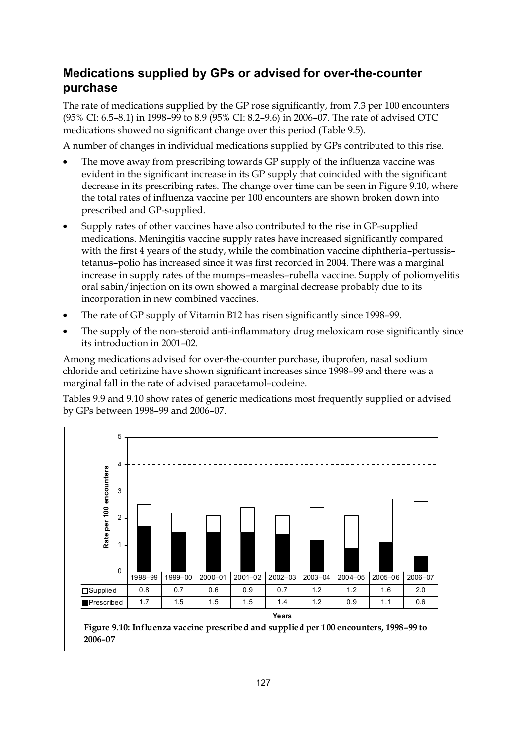## Medications supplied by GPs or advised for over-the-counter purchase

The rate of medications supplied by the GP rose significantly, from 7.3 per 100 encounters (95% CI: 6.5–8.1) in 1998–99 to 8.9 (95% CI: 8.2–9.6) in 2006–07. The rate of advised OTC medications showed no significant change over this period (Table 9.5).

A number of changes in individual medications supplied by GPs contributed to this rise.

- The move away from prescribing towards GP supply of the influenza vaccine was evident in the significant increase in its GP supply that coincided with the significant decrease in its prescribing rates. The change over time can be seen in Figure 9.10, where the total rates of influenza vaccine per 100 encounters are shown broken down into prescribed and GP-supplied.
- Supply rates of other vaccines have also contributed to the rise in GP-supplied medications. Meningitis vaccine supply rates have increased significantly compared with the first 4 years of the study, while the combination vaccine diphtheria–pertussis–tetanus–polio has increased since it was first recorded in 2004. There was a marginal increase in supply rates of the mumps–measles–rubella vaccine. Supply of poliomyelitis oral sabin/injection on its own showed a marginal decrease probably due to its incorporation in new combined vaccines.
- The rate of GP supply of Vitamin B12 has risen significantly since 1998–99.
- The supply of the non-steroid anti-inflammatory drug meloxicam rose significantly since its introduction in 2001–02.

Among medications advised for over-the-counter purchase, ibuprofen, nasal sodium chloride and cetirizine have shown significant increases since 1998–99 and there was a marginal fall in the rate of advised paracetamol–codeine.

Tables 9.9 and 9.10 show rates of generic medications most frequently supplied or advised by GPs between 1998–99 and 2006–07.

| | 1998–99 | 1999–00 | 2000–01 | 2001–02 | 2002–03 | 2003–04 | 2004–05 | 2005–06 | 2006–07 |
|---|---|---|---|---|---|---|---|---|---|
| Supplied | 0.8 | 0.7 | 0.6 | 0.9 | 0.7 | 1.2 | 1.2 | 1.6 | 2.0 |
| Prescribed | 1.7 | 1.5 | 1.5 | 1.5 | 1.4 | 1.2 | 0.9 | 1.1 | 0.6 |

**Figure 9.10: Influenza vaccine prescribed and supplied per 100 encounters, 1998–99 to 2006–07**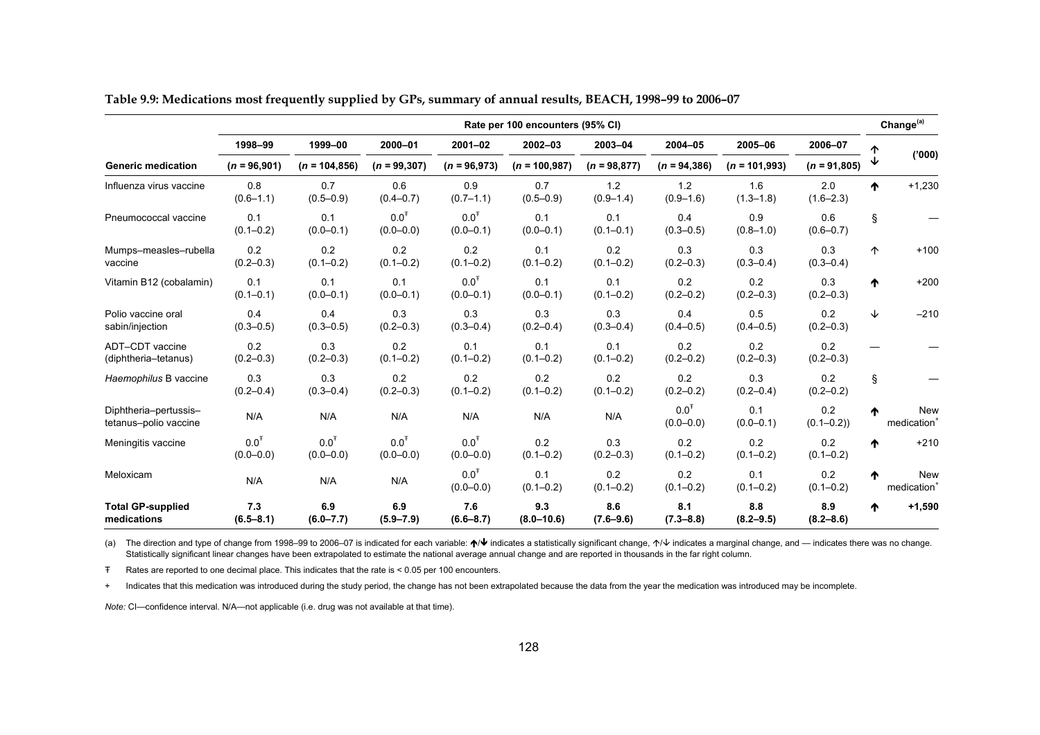**Table 9.9: Medications most frequently supplied by GPs, summary of annual results, BEACH, 1998–99 to 2006–07**

| | Rate per 100 encounters (95% CI) | | | | | | | | | Change[(a)] | |
|---|---|---|---|---|---|---|---|---|---|---|---|
| | 1998–99 | 1999–00 | 2000–01 | 2001–02 | 2002–03 | 2003–04 | 2004–05 | 2005–06 | 2006–07 | ↑↓ | ('000) |
| **Generic medication** | (*n* = 96,901) | (*n* = 104,856) | (*n* = 99,307) | (*n* = 96,973) | (*n* = 100,987) | (*n* = 98,877) | (*n* = 94,386) | (*n* = 101,993) | (*n* = 91,805) | | |
| Influenza virus vaccine | 0.8 (0.6–1.1) | 0.7 (0.5–0.9) | 0.6 (0.4–0.7) | 0.9 (0.7–1.1) | 0.7 (0.5–0.9) | 1.2 (0.9–1.4) | 1.2 (0.9–1.6) | 1.6 (1.3–1.8) | 2.0 (1.6–2.3) | ↑ | +1,230 |
| Pneumococcal vaccine | 0.1 (0.1–0.2) | 0.1 (0.0–0.1) | 0.0[Ŧ] (0.0–0.0) | 0.0[Ŧ] (0.0–0.1) | 0.1 (0.0–0.1) | 0.1 (0.1–0.1) | 0.4 (0.3–0.5) | 0.9 (0.8–1.0) | 0.6 (0.6–0.7) | § | — |
| Mumps–measles–rubella vaccine | 0.2 (0.2–0.3) | 0.2 (0.1–0.2) | 0.2 (0.1–0.2) | 0.2 (0.1–0.2) | 0.1 (0.1–0.2) | 0.2 (0.1–0.2) | 0.3 (0.2–0.3) | 0.3 (0.3–0.4) | 0.3 (0.3–0.4) | ↑ | +100 |
| Vitamin B12 (cobalamin) | 0.1 (0.1–0.1) | 0.1 (0.0–0.1) | 0.1 (0.0–0.1) | 0.0[Ŧ] (0.0–0.1) | 0.1 (0.0–0.1) | 0.1 (0.1–0.2) | 0.2 (0.2–0.2) | 0.2 (0.2–0.3) | 0.3 (0.2–0.3) | ↑ | +200 |
| Polio vaccine oral sabin/injection | 0.4 (0.3–0.5) | 0.4 (0.3–0.5) | 0.3 (0.2–0.3) | 0.3 (0.3–0.4) | 0.3 (0.2–0.4) | 0.3 (0.3–0.4) | 0.4 (0.4–0.5) | 0.5 (0.4–0.5) | 0.2 (0.2–0.3) | ↓ | –210 |
| ADT–CDT vaccine (diphtheria–tetanus) | 0.2 (0.2–0.3) | 0.3 (0.2–0.3) | 0.2 (0.1–0.2) | 0.1 (0.1–0.2) | 0.1 (0.1–0.2) | 0.1 (0.1–0.2) | 0.2 (0.2–0.2) | 0.2 (0.2–0.3) | 0.2 (0.2–0.3) | — | — |
| *Haemophilus* B vaccine | 0.3 (0.2–0.4) | 0.3 (0.3–0.4) | 0.2 (0.2–0.3) | 0.2 (0.1–0.2) | 0.2 (0.1–0.2) | 0.2 (0.1–0.2) | 0.2 (0.2–0.2) | 0.3 (0.2–0.4) | 0.2 (0.2–0.2) | § | — |
| Diphtheria–pertussis–tetanus–polio vaccine | N/A | N/A | N/A | N/A | N/A | N/A | 0.0[Ŧ] (0.0–0.0) | 0.1 (0.0–0.1) | 0.2 (0.1–0.2)) | ↑ | New medication[+] |
| Meningitis vaccine | 0.0[Ŧ] (0.0–0.0) | 0.0[Ŧ] (0.0–0.0) | 0.0[Ŧ] (0.0–0.0) | 0.0[Ŧ] (0.0–0.0) | 0.2 (0.1–0.2) | 0.3 (0.2–0.3) | 0.2 (0.1–0.2) | 0.2 (0.1–0.2) | 0.2 (0.1–0.2) | ↑ | +210 |
| Meloxicam | N/A | N/A | N/A | 0.0[Ŧ] (0.0–0.0) | 0.1 (0.1–0.2) | 0.2 (0.1–0.2) | 0.2 (0.1–0.2) | 0.1 (0.1–0.2) | 0.2 (0.1–0.2) | ↑ | New medication[+] |
| **Total GP-supplied medications** | **7.3 (6.5–8.1)** | **6.9 (6.0–7.7)** | **6.9 (5.9–7.9)** | **7.6 (6.6–8.7)** | **9.3 (8.0–10.6)** | **8.6 (7.6–9.6)** | **8.1 (7.3–8.8)** | **8.8 (8.2–9.5)** | **8.9 (8.2–8.6)** | ↑ | **+1,590** |

(a) The direction and type of change from 1998–99 to 2006–07 is indicated for each variable: ↑/↓ indicates a statistically significant change, ↑/↓ indicates a marginal change, and — indicates there was no change. Statistically significant linear changes have been extrapolated to estimate the national average annual change and are reported in thousands in the far right column.

Ŧ Rates are reported to one decimal place. This indicates that the rate is < 0.05 per 100 encounters.

\+ Indicates that this medication was introduced during the study period, the change has not been extrapolated because the data from the year the medication was introduced may be incomplete.

*Note:* CI—confidence interval. N/A—not applicable (i.e. drug was not available at that time).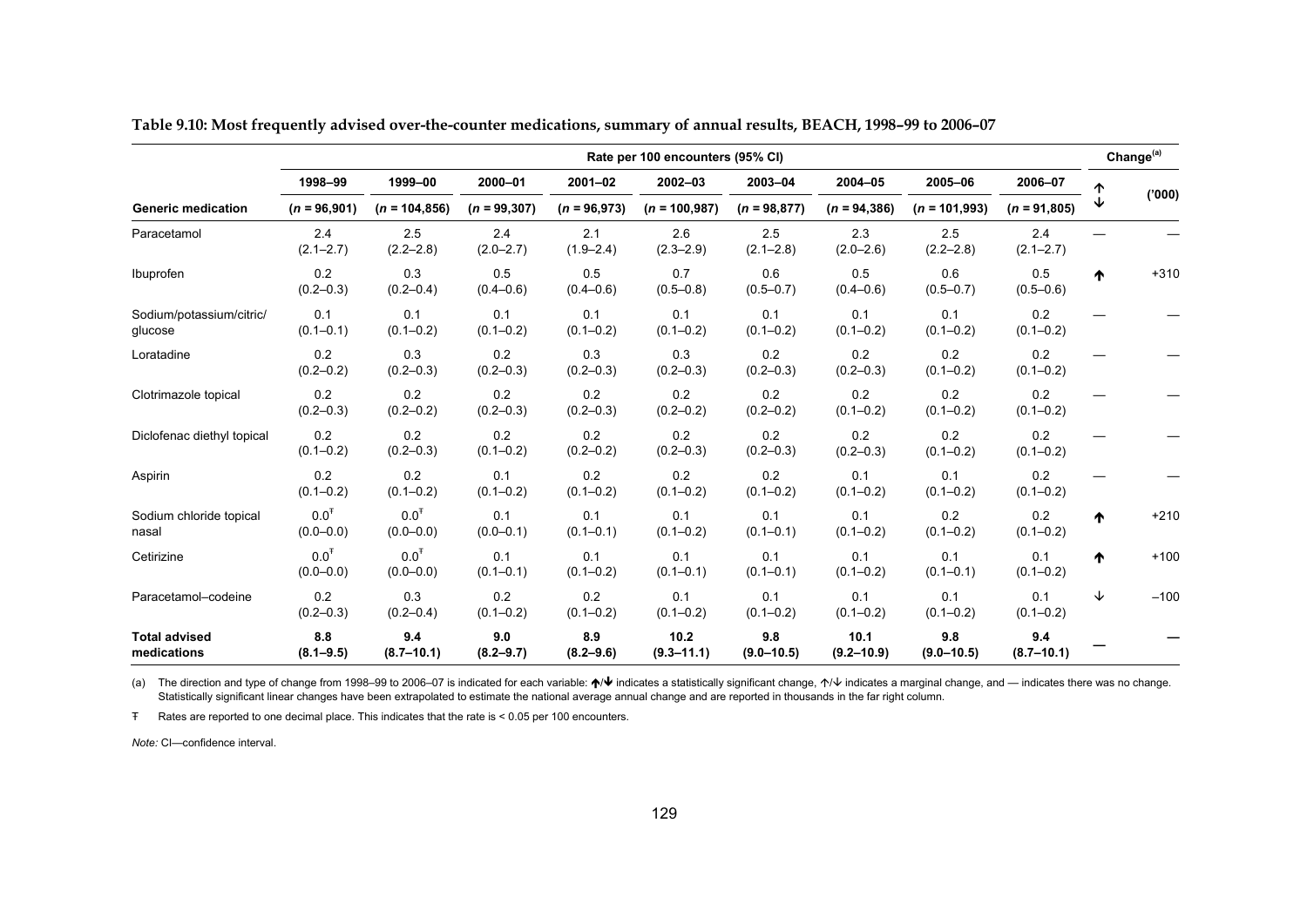**Table 9.10: Most frequently advised over-the-counter medications, summary of annual results, BEACH, 1998–99 to 2006–07**

| | Rate per 100 encounters (95% CI) | | | | | | | | | Change[(a)] | |
|---|---|---|---|---|---|---|---|---|---|---|---|
| | 1998–99 | 1999–00 | 2000–01 | 2001–02 | 2002–03 | 2003–04 | 2004–05 | 2005–06 | 2006–07 | ↑ ↓ | ('000) |
| **Generic medication** | ($n$ = 96,901) | ($n$ = 104,856) | ($n$ = 99,307) | ($n$ = 96,973) | ($n$ = 100,987) | ($n$ = 98,877) | ($n$ = 94,386) | ($n$ = 101,993) | ($n$ = 91,805) | | |
| Paracetamol | 2.4 (2.1–2.7) | 2.5 (2.2–2.8) | 2.4 (2.0–2.7) | 2.1 (1.9–2.4) | 2.6 (2.3–2.9) | 2.5 (2.1–2.8) | 2.3 (2.0–2.6) | 2.5 (2.2–2.8) | 2.4 (2.1–2.7) | — | — |
| Ibuprofen | 0.2 (0.2–0.3) | 0.3 (0.2–0.4) | 0.5 (0.4–0.6) | 0.5 (0.4–0.6) | 0.7 (0.5–0.8) | 0.6 (0.5–0.7) | 0.5 (0.4–0.6) | 0.6 (0.5–0.7) | 0.5 (0.5–0.6) | ↑ | +310 |
| Sodium/potassium/citric/ glucose | 0.1 (0.1–0.1) | 0.1 (0.1–0.2) | 0.1 (0.1–0.2) | 0.1 (0.1–0.2) | 0.1 (0.1–0.2) | 0.1 (0.1–0.2) | 0.1 (0.1–0.2) | 0.1 (0.1–0.2) | 0.2 (0.1–0.2) | — | — |
| Loratadine | 0.2 (0.2–0.2) | 0.3 (0.2–0.3) | 0.2 (0.2–0.3) | 0.3 (0.2–0.3) | 0.3 (0.2–0.3) | 0.2 (0.2–0.3) | 0.2 (0.2–0.3) | 0.2 (0.1–0.2) | 0.2 (0.1–0.2) | — | — |
| Clotrimazole topical | 0.2 (0.2–0.3) | 0.2 (0.2–0.2) | 0.2 (0.2–0.3) | 0.2 (0.2–0.3) | 0.2 (0.2–0.2) | 0.2 (0.2–0.2) | 0.2 (0.1–0.2) | 0.2 (0.1–0.2) | 0.2 (0.1–0.2) | — | — |
| Diclofenac diethyl topical | 0.2 (0.1–0.2) | 0.2 (0.2–0.3) | 0.2 (0.1–0.2) | 0.2 (0.2–0.2) | 0.2 (0.2–0.3) | 0.2 (0.2–0.3) | 0.2 (0.2–0.3) | 0.2 (0.1–0.2) | 0.2 (0.1–0.2) | — | — |
| Aspirin | 0.2 (0.1–0.2) | 0.2 (0.1–0.2) | 0.1 (0.1–0.2) | 0.2 (0.1–0.2) | 0.2 (0.1–0.2) | 0.2 (0.1–0.2) | 0.1 (0.1–0.2) | 0.1 (0.1–0.2) | 0.2 (0.1–0.2) | — | — |
| Sodium chloride topical nasal | 0.0[Ŧ] (0.0–0.0) | 0.0[Ŧ] (0.0–0.0) | 0.1 (0.0–0.1) | 0.1 (0.1–0.1) | 0.1 (0.1–0.2) | 0.1 (0.1–0.1) | 0.1 (0.1–0.2) | 0.2 (0.1–0.2) | 0.2 (0.1–0.2) | ↑ | +210 |
| Cetirizine | 0.0[Ŧ] (0.0–0.0) | 0.0[Ŧ] (0.0–0.0) | 0.1 (0.1–0.1) | 0.1 (0.1–0.2) | 0.1 (0.1–0.1) | 0.1 (0.1–0.1) | 0.1 (0.1–0.2) | 0.1 (0.1–0.1) | 0.1 (0.1–0.2) | ↑ | +100 |
| Paracetamol–codeine | 0.2 (0.2–0.3) | 0.3 (0.2–0.4) | 0.2 (0.1–0.2) | 0.2 (0.1–0.2) | 0.1 (0.1–0.2) | 0.1 (0.1–0.2) | 0.1 (0.1–0.2) | 0.1 (0.1–0.2) | 0.1 (0.1–0.2) | ↓ | –100 |
| **Total advised medications** | **8.8 (8.1–9.5)** | **9.4 (8.7–10.1)** | **9.0 (8.2–9.7)** | **8.9 (8.2–9.6)** | **10.2 (9.3–11.1)** | **9.8 (9.0–10.5)** | **10.1 (9.2–10.9)** | **9.8 (9.0–10.5)** | **9.4 (8.7–10.1)** | **—** | **—** |

(a) The direction and type of change from 1998–99 to 2006–07 is indicated for each variable: ↑/↓ indicates a statistically significant change, ↑/↓ indicates a marginal change, and — indicates there was no change. Statistically significant linear changes have been extrapolated to estimate the national average annual change and are reported in thousands in the far right column.

Ŧ Rates are reported to one decimal place. This indicates that the rate is < 0.05 per 100 encounters.

*Note:* CI—confidence interval.